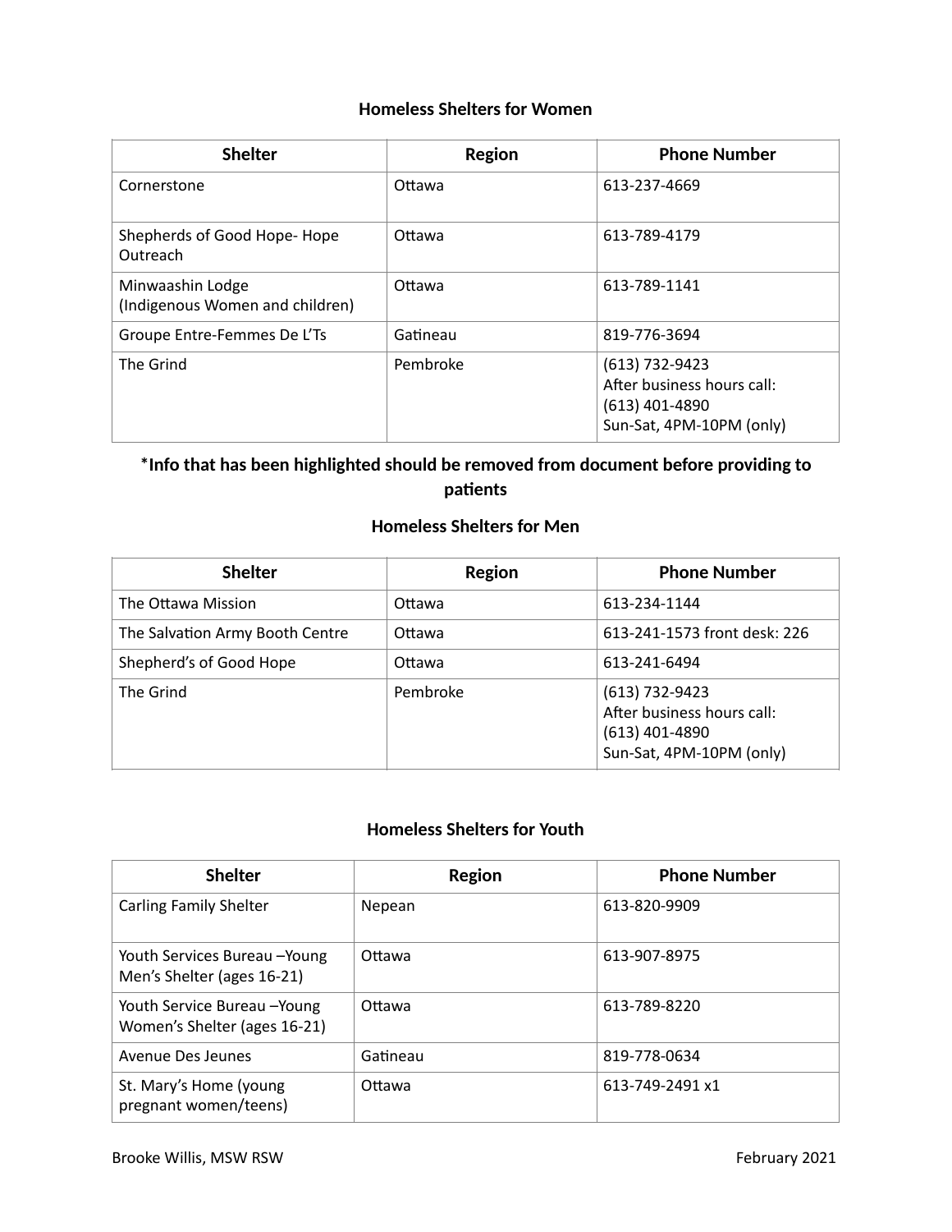## Homeless Shelters for Women

| Shelter | Region | Phone Number |
|---|---|---|
| Cornerstone | Ottawa | 613-237-4669 |
| Shepherds of Good Hope- Hope Outreach | Ottawa | 613-789-4179 |
| Minwaashin Lodge (Indigenous Women and children) | Ottawa | 613-789-1141 |
| Groupe Entre-Femmes De L'Ts | Gatineau | 819-776-3694 |
| The Grind | Pembroke | (613) 732-9423 After business hours call: (613) 401-4890 Sun-Sat, 4PM-10PM (only) |

**\*Info that has been highlighted should be removed from document before providing to patients**

## Homeless Shelters for Men

| Shelter | Region | Phone Number |
|---|---|---|
| The Ottawa Mission | Ottawa | 613-234-1144 |
| The Salvation Army Booth Centre | Ottawa | 613-241-1573 front desk: 226 |
| Shepherd's of Good Hope | Ottawa | 613-241-6494 |
| The Grind | Pembroke | (613) 732-9423 After business hours call: (613) 401-4890 Sun-Sat, 4PM-10PM (only) |

## Homeless Shelters for Youth

| Shelter | Region | Phone Number |
|---|---|---|
| Carling Family Shelter | Nepean | 613-820-9909 |
| Youth Services Bureau –Young Men's Shelter (ages 16-21) | Ottawa | 613-907-8975 |
| Youth Service Bureau –Young Women's Shelter (ages 16-21) | Ottawa | 613-789-8220 |
| Avenue Des Jeunes | Gatineau | 819-778-0634 |
| St. Mary's Home (young pregnant women/teens) | Ottawa | 613-749-2491 x1 |

Brooke Willis, MSW RSW

February 2021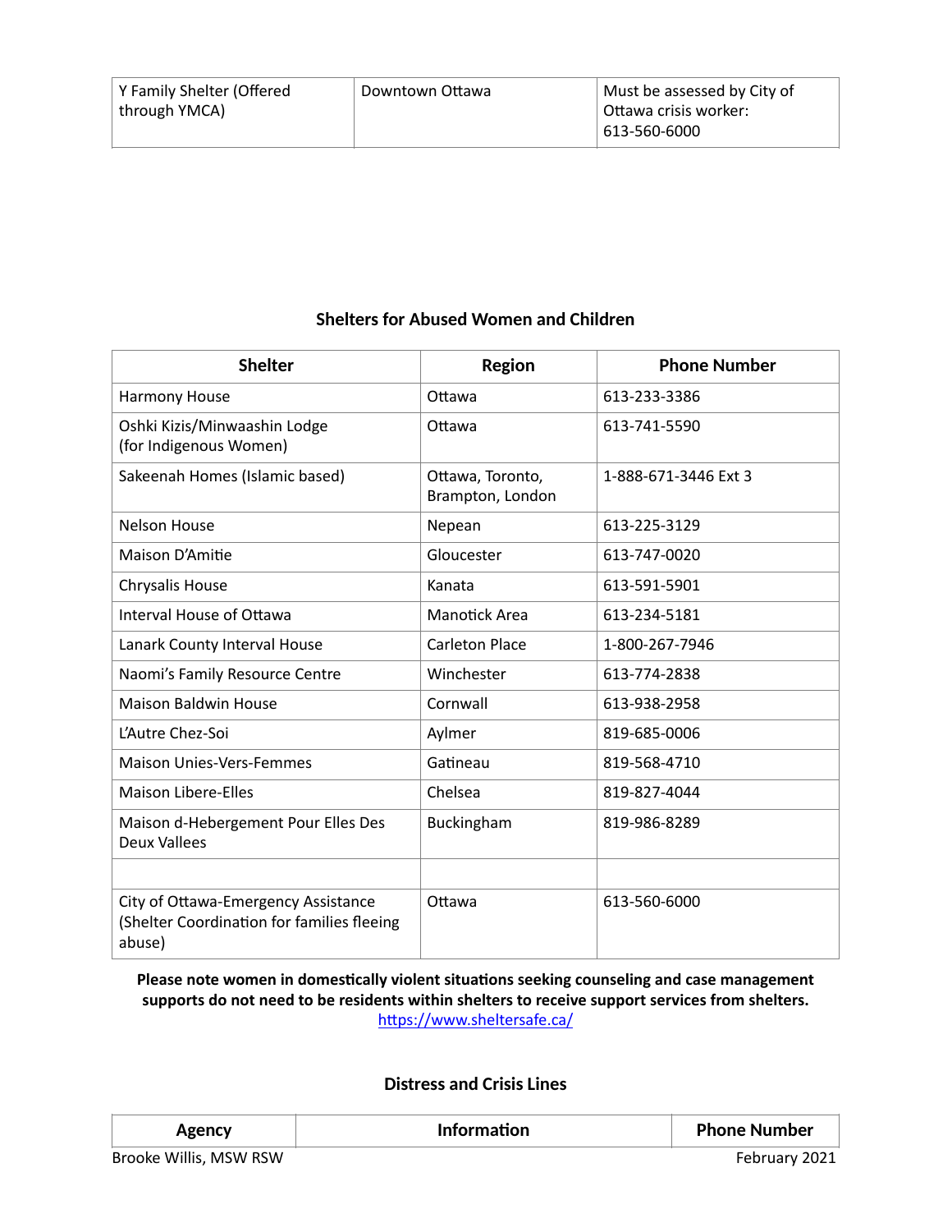| Y Family Shelter (Offered through YMCA) | Downtown Ottawa | Must be assessed by City of Ottawa crisis worker: 613-560-6000 |
|---|---|---|

## Shelters for Abused Women and Children

| Shelter | Region | Phone Number |
|---|---|---|
| Harmony House | Ottawa | 613-233-3386 |
| Oshki Kizis/Minwaashin Lodge (for Indigenous Women) | Ottawa | 613-741-5590 |
| Sakeenah Homes (Islamic based) | Ottawa, Toronto, Brampton, London | 1-888-671-3446 Ext 3 |
| Nelson House | Nepean | 613-225-3129 |
| Maison D'Amitie | Gloucester | 613-747-0020 |
| Chrysalis House | Kanata | 613-591-5901 |
| Interval House of Ottawa | Manotick Area | 613-234-5181 |
| Lanark County Interval House | Carleton Place | 1-800-267-7946 |
| Naomi's Family Resource Centre | Winchester | 613-774-2838 |
| Maison Baldwin House | Cornwall | 613-938-2958 |
| L'Autre Chez-Soi | Aylmer | 819-685-0006 |
| Maison Unies-Vers-Femmes | Gatineau | 819-568-4710 |
| Maison Libere-Elles | Chelsea | 819-827-4044 |
| Maison d-Hebergement Pour Elles Des Deux Vallees | Buckingham | 819-986-8289 |
| | | |
| City of Ottawa-Emergency Assistance (Shelter Coordination for families fleeing abuse) | Ottawa | 613-560-6000 |

**Please note women in domestically violent situations seeking counseling and case management supports do not need to be residents within shelters to receive support services from shelters.**
https://www.sheltersafe.ca/

## Distress and Crisis Lines

| Agency | Information | Phone Number |
|---|---|---|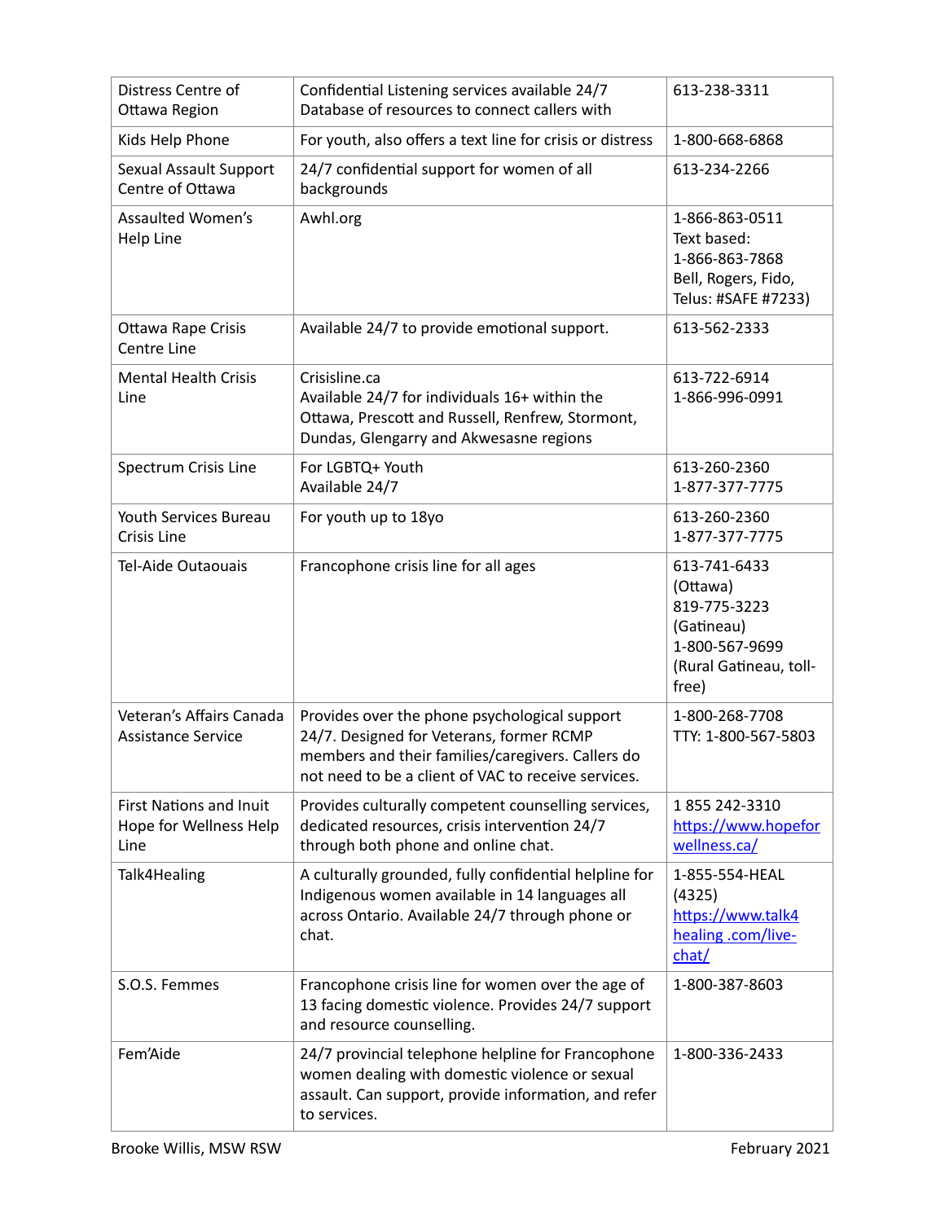| Distress Centre of Ottawa Region | Confidential Listening services available 24/7<br>Database of resources to connect callers with | 613-238-3311 |
|---|---|---|
| Kids Help Phone | For youth, also offers a text line for crisis or distress | 1-800-668-6868 |
| Sexual Assault Support Centre of Ottawa | 24/7 confidential support for women of all backgrounds | 613-234-2266 |
| Assaulted Women's Help Line | Awhl.org | 1-866-863-0511<br>Text based:<br>1-866-863-7868<br>Bell, Rogers, Fido, Telus: #SAFE #7233) |
| Ottawa Rape Crisis Centre Line | Available 24/7 to provide emotional support. | 613-562-2333 |
| Mental Health Crisis Line | Crisisline.ca<br>Available 24/7 for individuals 16+ within the Ottawa, Prescott and Russell, Renfrew, Stormont, Dundas, Glengarry and Akwesasne regions | 613-722-6914<br>1-866-996-0991 |
| Spectrum Crisis Line | For LGBTQ+ Youth<br>Available 24/7 | 613-260-2360<br>1-877-377-7775 |
| Youth Services Bureau Crisis Line | For youth up to 18yo | 613-260-2360<br>1-877-377-7775 |
| Tel-Aide Outaouais | Francophone crisis line for all ages | 613-741-6433 (Ottawa)<br>819-775-3223 (Gatineau)<br>1-800-567-9699 (Rural Gatineau, toll-free) |
| Veteran's Affairs Canada Assistance Service | Provides over the phone psychological support 24/7. Designed for Veterans, former RCMP members and their families/caregivers. Callers do not need to be a client of VAC to receive services. | 1-800-268-7708<br>TTY: 1-800-567-5803 |
| First Nations and Inuit Hope for Wellness Help Line | Provides culturally competent counselling services, dedicated resources, crisis intervention 24/7 through both phone and online chat. | 1 855 242-3310<br>https://www.hopeforwellness.ca/ |
| Talk4Healing | A culturally grounded, fully confidential helpline for Indigenous women available in 14 languages all across Ontario. Available 24/7 through phone or chat. | 1-855-554-HEAL (4325)<br>https://www.talk4healing .com/live-chat/ |
| S.O.S. Femmes | Francophone crisis line for women over the age of 13 facing domestic violence. Provides 24/7 support and resource counselling. | 1-800-387-8603 |
| Fem'Aide | 24/7 provincial telephone helpline for Francophone women dealing with domestic violence or sexual assault. Can support, provide information, and refer to services. | 1-800-336-2433 |

Brooke Willis, MSW RSW February 2021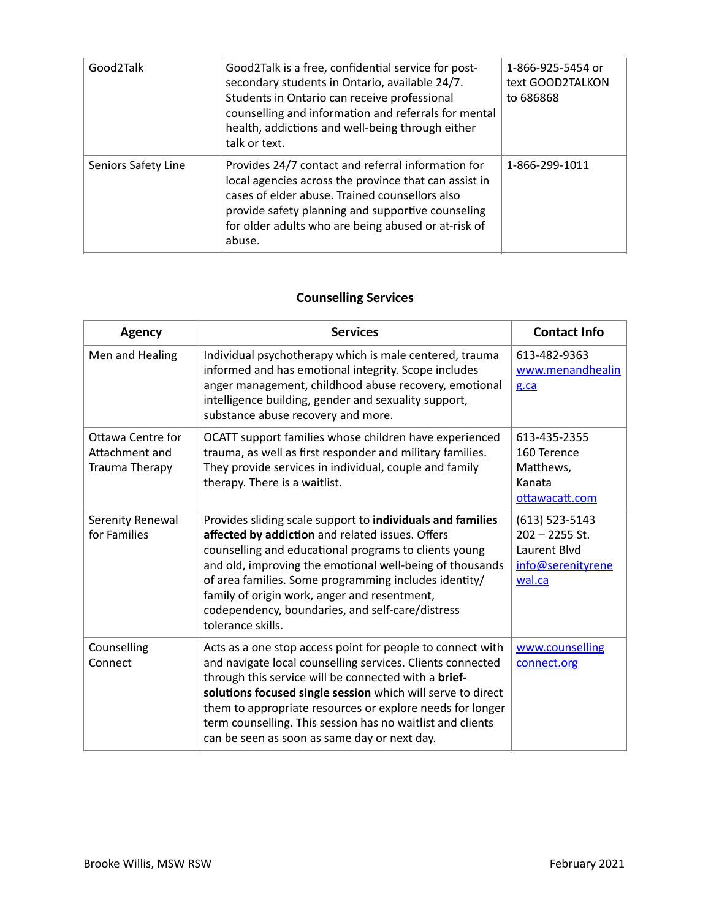| | | |
|---|---|---|
| Good2Talk | Good2Talk is a free, confidential service for post-secondary students in Ontario, available 24/7. Students in Ontario can receive professional counselling and information and referrals for mental health, addictions and well-being through either talk or text. | 1-866-925-5454 or text GOOD2TALKON to 686868 |
| Seniors Safety Line | Provides 24/7 contact and referral information for local agencies across the province that can assist in cases of elder abuse. Trained counsellors also provide safety planning and supportive counseling for older adults who are being abused or at-risk of abuse. | 1-866-299-1011 |

## Counselling Services

| Agency | Services | Contact Info |
|---|---|---|
| Men and Healing | Individual psychotherapy which is male centered, trauma informed and has emotional integrity. Scope includes anger management, childhood abuse recovery, emotional intelligence building, gender and sexuality support, substance abuse recovery and more. | 613-482-9363 www.menandhealing.ca |
| Ottawa Centre for Attachment and Trauma Therapy | OCATT support families whose children have experienced trauma, as well as first responder and military families. They provide services in individual, couple and family therapy. There is a waitlist. | 613-435-2355 160 Terence Matthews, Kanata ottawacatt.com |
| Serenity Renewal for Families | Provides sliding scale support to **individuals and families affected by addiction** and related issues. Offers counselling and educational programs to clients young and old, improving the emotional well-being of thousands of area families. Some programming includes identity/ family of origin work, anger and resentment, codependency, boundaries, and self-care/distress tolerance skills. | (613) 523-5143 202 – 2255 St. Laurent Blvd info@serenityrenewal.ca |
| Counselling Connect | Acts as a one stop access point for people to connect with and navigate local counselling services. Clients connected through this service will be connected with a **brief-solutions focused single session** which will serve to direct them to appropriate resources or explore needs for longer term counselling. This session has no waitlist and clients can be seen as soon as same day or next day. | www.counsellingconnect.org |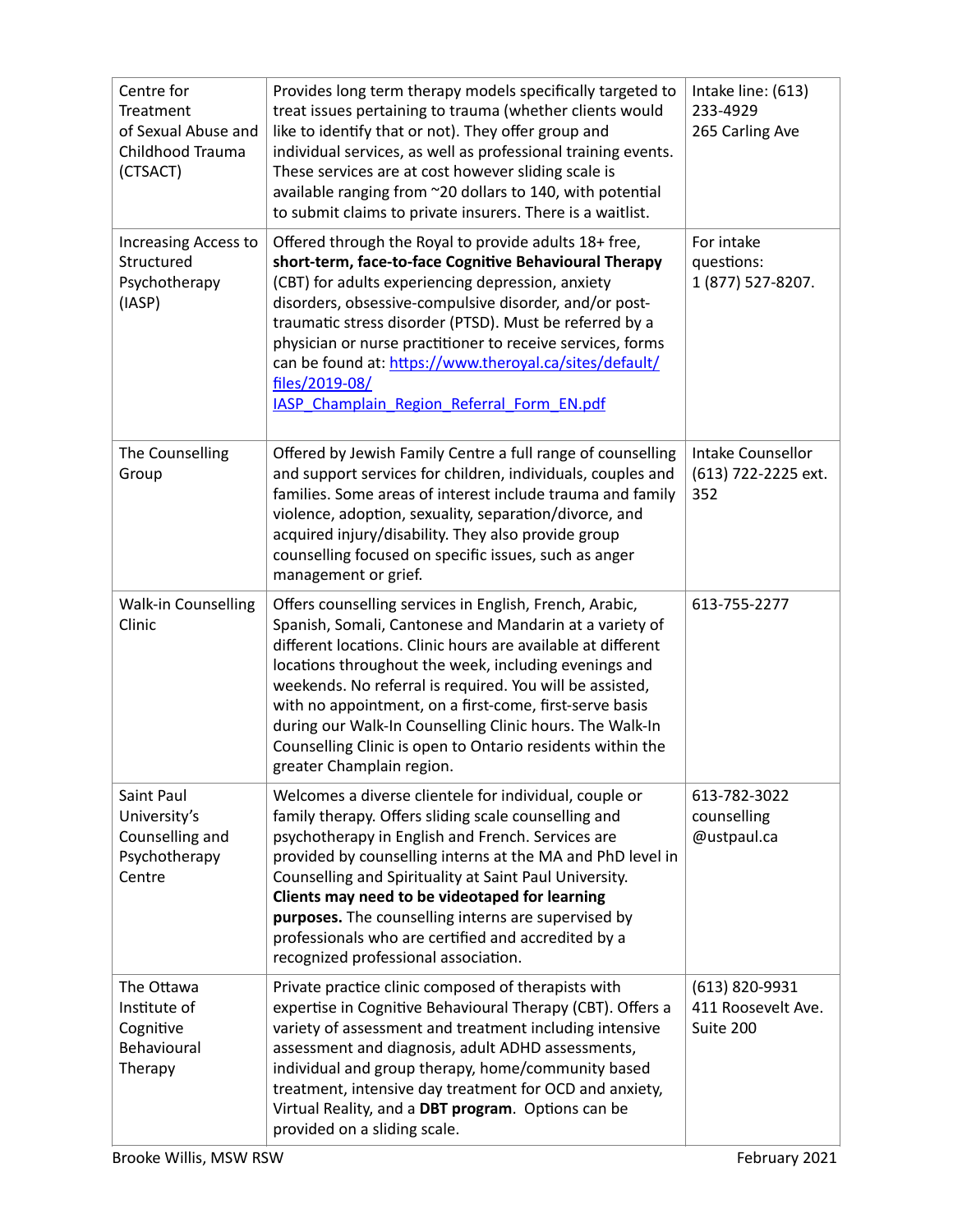| Centre for Treatment of Sexual Abuse and Childhood Trauma (CTSACT) | Provides long term therapy models specifically targeted to treat issues pertaining to trauma (whether clients would like to identify that or not). They offer group and individual services, as well as professional training events. These services are at cost however sliding scale is available ranging from ~20 dollars to 140, with potential to submit claims to private insurers. There is a waitlist. | Intake line: (613) 233-4929<br>265 Carling Ave |
|---|---|---|
| Increasing Access to Structured Psychotherapy (IASP) | Offered through the Royal to provide adults 18+ free, **short-term, face-to-face Cognitive Behavioural Therapy** (CBT) for adults experiencing depression, anxiety disorders, obsessive-compulsive disorder, and/or post-traumatic stress disorder (PTSD). Must be referred by a physician or nurse practitioner to receive services, forms can be found at: [https://www.theroyal.ca/sites/default/files/2019-08/IASP_Champlain_Region_Referral_Form_EN.pdf](https://www.theroyal.ca/sites/default/files/2019-08/IASP_Champlain_Region_Referral_Form_EN.pdf) | For intake questions:<br>1 (877) 527-8207. |
| The Counselling Group | Offered by Jewish Family Centre a full range of counselling and support services for children, individuals, couples and families. Some areas of interest include trauma and family violence, adoption, sexuality, separation/divorce, and acquired injury/disability. They also provide group counselling focused on specific issues, such as anger management or grief. | Intake Counsellor<br>(613) 722-2225 ext. 352 |
| Walk-in Counselling Clinic | Offers counselling services in English, French, Arabic, Spanish, Somali, Cantonese and Mandarin at a variety of different locations. Clinic hours are available at different locations throughout the week, including evenings and weekends. No referral is required. You will be assisted, with no appointment, on a first-come, first-serve basis during our Walk-In Counselling Clinic hours. The Walk-In Counselling Clinic is open to Ontario residents within the greater Champlain region. | 613-755-2277 |
| Saint Paul University's Counselling and Psychotherapy Centre | Welcomes a diverse clientele for individual, couple or family therapy. Offers sliding scale counselling and psychotherapy in English and French. Services are provided by counselling interns at the MA and PhD level in Counselling and Spirituality at Saint Paul University. **Clients may need to be videotaped for learning purposes.** The counselling interns are supervised by professionals who are certified and accredited by a recognized professional association. | 613-782-3022<br>counselling@ustpaul.ca |
| The Ottawa Institute of Cognitive Behavioural Therapy | Private practice clinic composed of therapists with expertise in Cognitive Behavioural Therapy (CBT). Offers a variety of assessment and treatment including intensive assessment and diagnosis, adult ADHD assessments, individual and group therapy, home/community based treatment, intensive day treatment for OCD and anxiety, Virtual Reality, and a **DBT program**. Options can be provided on a sliding scale. | (613) 820-9931<br>411 Roosevelt Ave. Suite 200 |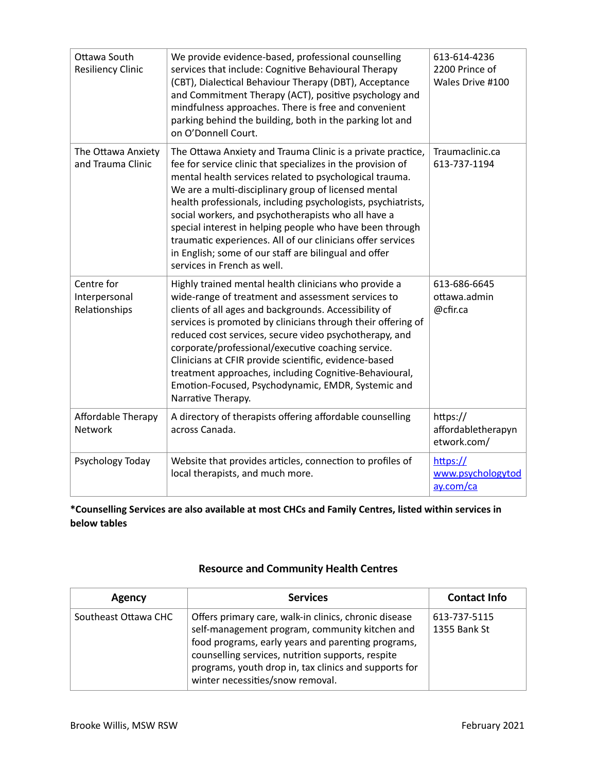| | | |
|---|---|---|
| Ottawa South Resiliency Clinic | We provide evidence-based, professional counselling services that include: Cognitive Behavioural Therapy (CBT), Dialectical Behaviour Therapy (DBT), Acceptance and Commitment Therapy (ACT), positive psychology and mindfulness approaches. There is free and convenient parking behind the building, both in the parking lot and on O'Donnell Court. | 613-614-4236 2200 Prince of Wales Drive #100 |
| The Ottawa Anxiety and Trauma Clinic | The Ottawa Anxiety and Trauma Clinic is a private practice, fee for service clinic that specializes in the provision of mental health services related to psychological trauma. We are a multi-disciplinary group of licensed mental health professionals, including psychologists, psychiatrists, social workers, and psychotherapists who all have a special interest in helping people who have been through traumatic experiences. All of our clinicians offer services in English; some of our staff are bilingual and offer services in French as well. | Traumaclinic.ca 613-737-1194 |
| Centre for Interpersonal Relationships | Highly trained mental health clinicians who provide a wide-range of treatment and assessment services to clients of all ages and backgrounds. Accessibility of services is promoted by clinicians through their offering of reduced cost services, secure video psychotherapy, and corporate/professional/executive coaching service. Clinicians at CFIR provide scientific, evidence-based treatment approaches, including Cognitive-Behavioural, Emotion-Focused, Psychodynamic, EMDR, Systemic and Narrative Therapy. | 613-686-6645 ottawa.admin@cfir.ca |
| Affordable Therapy Network | A directory of therapists offering affordable counselling across Canada. | https://affordabletherapynetwork.com/ |
| Psychology Today | Website that provides articles, connection to profiles of local therapists, and much more. | https://www.psychologytoday.com/ca |

**\*Counselling Services are also available at most CHCs and Family Centres, listed within services in below tables**

## Resource and Community Health Centres

| Agency | Services | Contact Info |
|---|---|---|
| Southeast Ottawa CHC | Offers primary care, walk-in clinics, chronic disease self-management program, community kitchen and food programs, early years and parenting programs, counselling services, nutrition supports, respite programs, youth drop in, tax clinics and supports for winter necessities/snow removal. | 613-737-5115 1355 Bank St |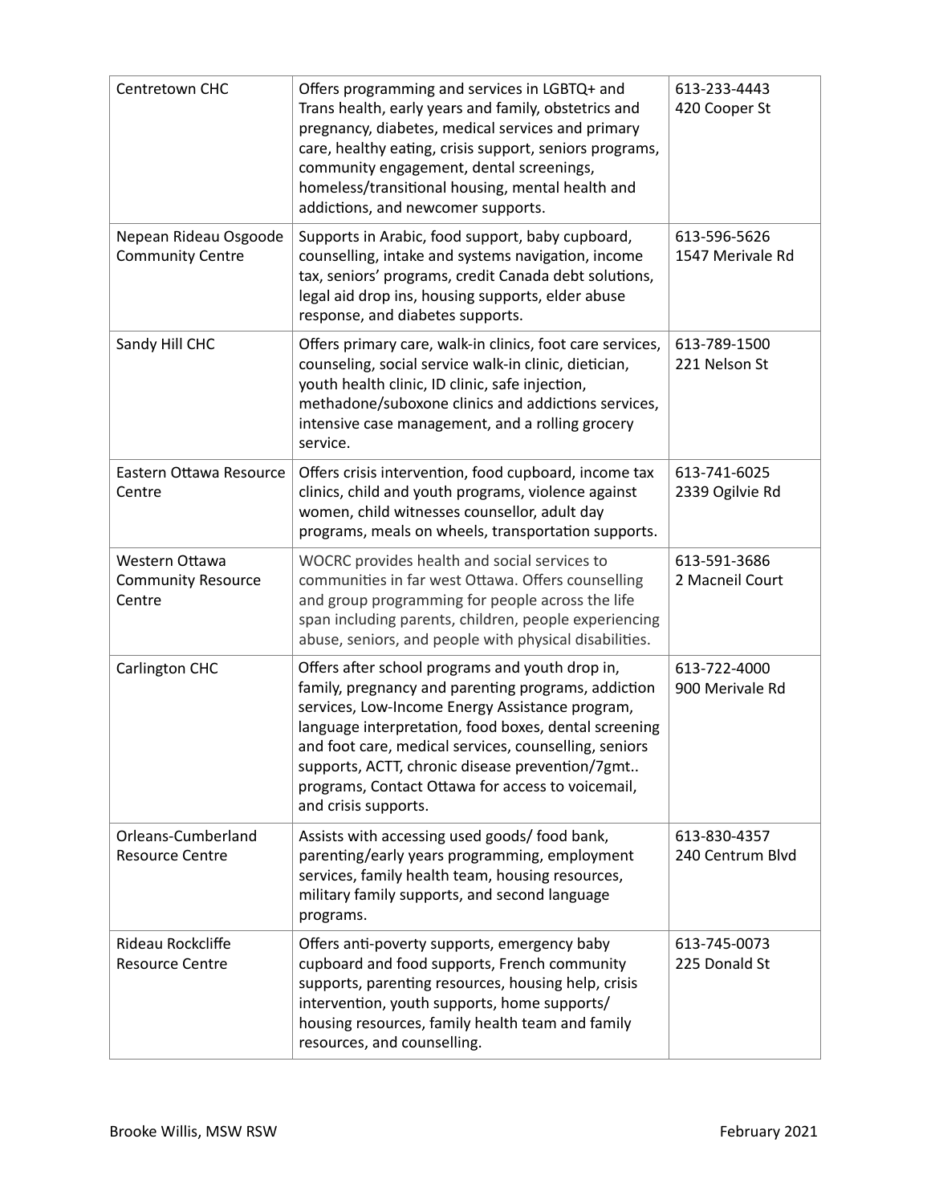| Centretown CHC | Offers programming and services in LGBTQ+ and Trans health, early years and family, obstetrics and pregnancy, diabetes, medical services and primary care, healthy eating, crisis support, seniors programs, community engagement, dental screenings, homeless/transitional housing, mental health and addictions, and newcomer supports. | 613-233-4443<br>420 Cooper St |
|---|---|---|
| Nepean Rideau Osgoode Community Centre | Supports in Arabic, food support, baby cupboard, counselling, intake and systems navigation, income tax, seniors' programs, credit Canada debt solutions, legal aid drop ins, housing supports, elder abuse response, and diabetes supports. | 613-596-5626<br>1547 Merivale Rd |
| Sandy Hill CHC | Offers primary care, walk-in clinics, foot care services, counseling, social service walk-in clinic, dietician, youth health clinic, ID clinic, safe injection, methadone/suboxone clinics and addictions services, intensive case management, and a rolling grocery service. | 613-789-1500<br>221 Nelson St |
| Eastern Ottawa Resource Centre | Offers crisis intervention, food cupboard, income tax clinics, child and youth programs, violence against women, child witnesses counsellor, adult day programs, meals on wheels, transportation supports. | 613-741-6025<br>2339 Ogilvie Rd |
| Western Ottawa Community Resource Centre | WOCRC provides health and social services to communities in far west Ottawa. Offers counselling and group programming for people across the life span including parents, children, people experiencing abuse, seniors, and people with physical disabilities. | 613-591-3686<br>2 Macneil Court |
| Carlington CHC | Offers after school programs and youth drop in, family, pregnancy and parenting programs, addiction services, Low-Income Energy Assistance program, language interpretation, food boxes, dental screening and foot care, medical services, counselling, seniors supports, ACTT, chronic disease prevention/7gmt.. programs, Contact Ottawa for access to voicemail, and crisis supports. | 613-722-4000<br>900 Merivale Rd |
| Orleans-Cumberland Resource Centre | Assists with accessing used goods/ food bank, parenting/early years programming, employment services, family health team, housing resources, military family supports, and second language programs. | 613-830-4357<br>240 Centrum Blvd |
| Rideau Rockcliffe Resource Centre | Offers anti-poverty supports, emergency baby cupboard and food supports, French community supports, parenting resources, housing help, crisis intervention, youth supports, home supports/ housing resources, family health team and family resources, and counselling. | 613-745-0073<br>225 Donald St |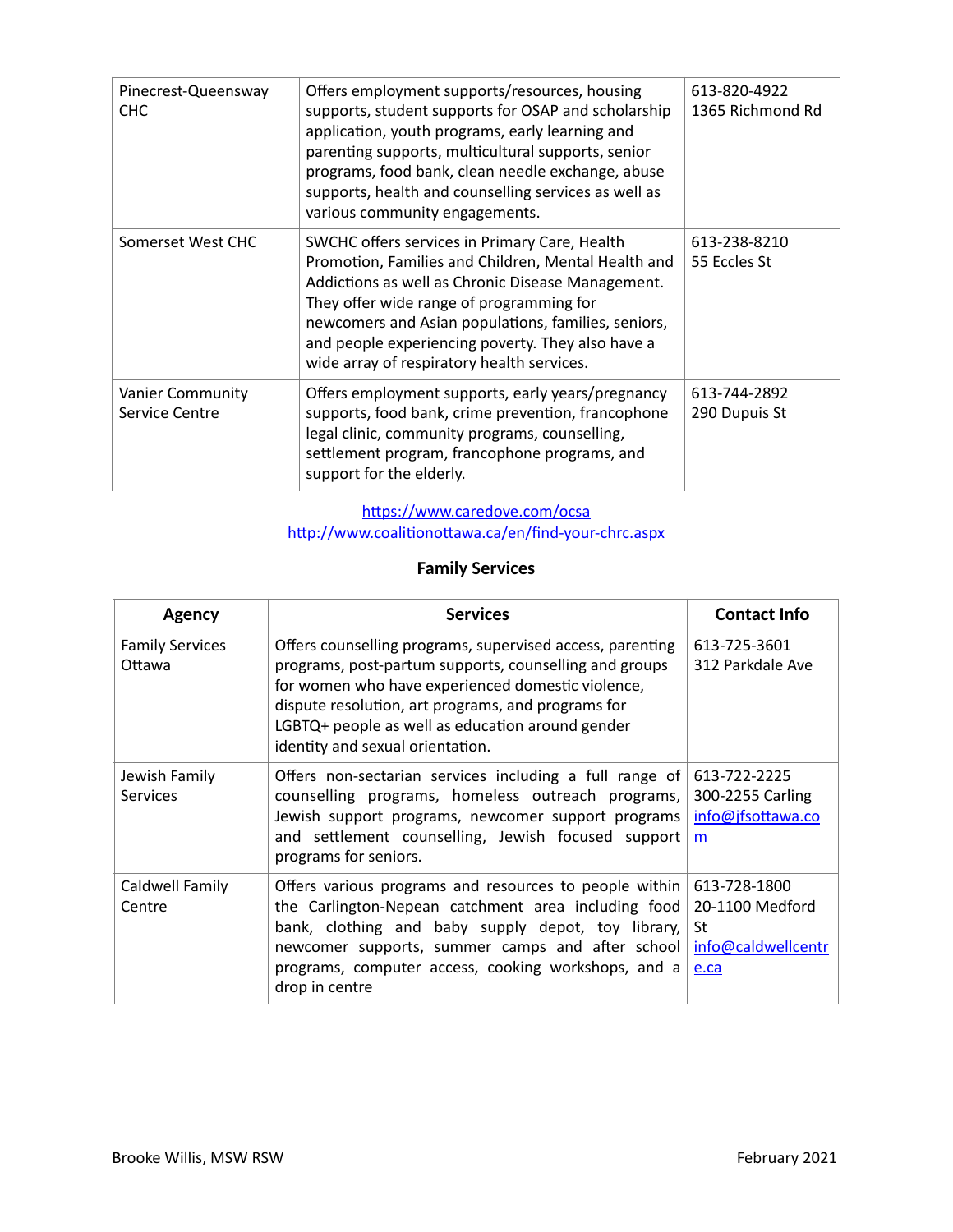| | | |
|---|---|---|
| Pinecrest-Queensway CHC | Offers employment supports/resources, housing supports, student supports for OSAP and scholarship application, youth programs, early learning and parenting supports, multicultural supports, senior programs, food bank, clean needle exchange, abuse supports, health and counselling services as well as various community engagements. | 613-820-4922<br>1365 Richmond Rd |
| Somerset West CHC | SWCHC offers services in Primary Care, Health Promotion, Families and Children, Mental Health and Addictions as well as Chronic Disease Management. They offer wide range of programming for newcomers and Asian populations, families, seniors, and people experiencing poverty. They also have a wide array of respiratory health services. | 613-238-8210<br>55 Eccles St |
| Vanier Community Service Centre | Offers employment supports, early years/pregnancy supports, food bank, crime prevention, francophone legal clinic, community programs, counselling, settlement program, francophone programs, and support for the elderly. | 613-744-2892<br>290 Dupuis St |

https://www.caredove.com/ocsa
http://www.coalitionottawa.ca/en/find-your-chrc.aspx

## Family Services

| Agency | Services | Contact Info |
|---|---|---|
| Family Services Ottawa | Offers counselling programs, supervised access, parenting programs, post-partum supports, counselling and groups for women who have experienced domestic violence, dispute resolution, art programs, and programs for LGBTQ+ people as well as education around gender identity and sexual orientation. | 613-725-3601<br>312 Parkdale Ave |
| Jewish Family Services | Offers non-sectarian services including a full range of counselling programs, homeless outreach programs, Jewish support programs, newcomer support programs and settlement counselling, Jewish focused support programs for seniors. | 613-722-2225<br>300-2255 Carling<br>info@jfsottawa.com |
| Caldwell Family Centre | Offers various programs and resources to people within the Carlington-Nepean catchment area including food bank, clothing and baby supply depot, toy library, newcomer supports, summer camps and after school programs, computer access, cooking workshops, and a drop in centre | 613-728-1800<br>20-1100 Medford St<br>info@caldwellcentre.ca |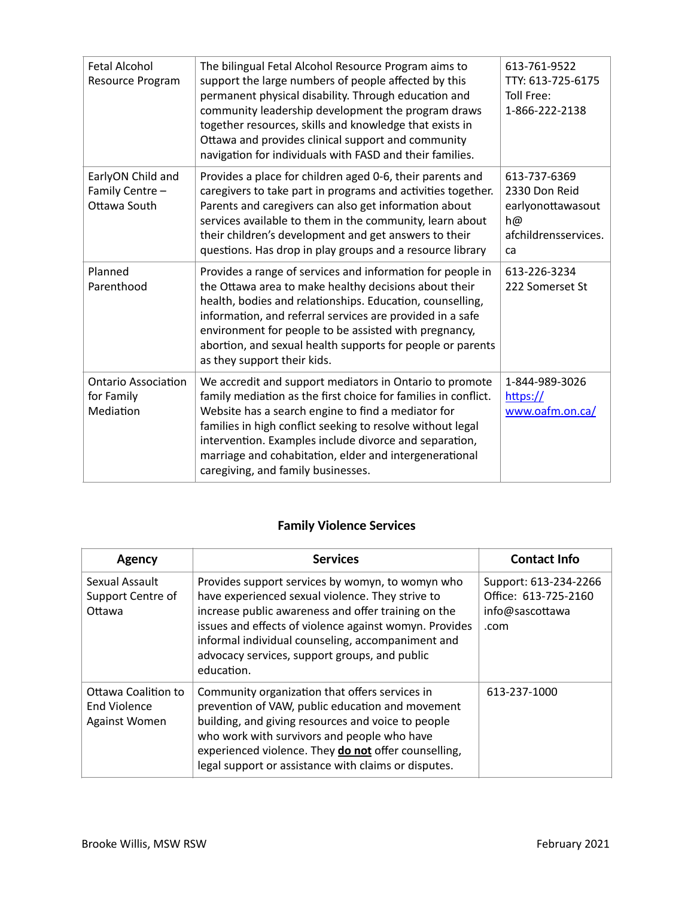| | | |
|---|---|---|
| Fetal Alcohol Resource Program | The bilingual Fetal Alcohol Resource Program aims to support the large numbers of people affected by this permanent physical disability. Through education and community leadership development the program draws together resources, skills and knowledge that exists in Ottawa and provides clinical support and community navigation for individuals with FASD and their families. | 613-761-9522<br>TTY: 613-725-6175<br>Toll Free:<br>1-866-222-2138 |
| EarlyON Child and Family Centre – Ottawa South | Provides a place for children aged 0-6, their parents and caregivers to take part in programs and activities together. Parents and caregivers can also get information about services available to them in the community, learn about their children's development and get answers to their questions. Has drop in play groups and a resource library | 613-737-6369<br>2330 Don Reid<br>earlyonottawasouth@afchildrensservices.ca |
| Planned Parenthood | Provides a range of services and information for people in the Ottawa area to make healthy decisions about their health, bodies and relationships. Education, counselling, information, and referral services are provided in a safe environment for people to be assisted with pregnancy, abortion, and sexual health supports for people or parents as they support their kids. | 613-226-3234<br>222 Somerset St |
| Ontario Association for Family Mediation | We accredit and support mediators in Ontario to promote family mediation as the first choice for families in conflict. Website has a search engine to find a mediator for families in high conflict seeking to resolve without legal intervention. Examples include divorce and separation, marriage and cohabitation, elder and intergenerational caregiving, and family businesses. | 1-844-989-3026<br>https://www.oafm.on.ca/ |

## Family Violence Services

| Agency | Services | Contact Info |
|---|---|---|
| Sexual Assault Support Centre of Ottawa | Provides support services by womyn, to womyn who have experienced sexual violence. They strive to increase public awareness and offer training on the issues and effects of violence against womyn. Provides informal individual counseling, accompaniment and advocacy services, support groups, and public education. | Support: 613-234-2266<br>Office: 613-725-2160<br>info@sascottawa.com |
| Ottawa Coalition to End Violence Against Women | Community organization that offers services in prevention of VAW, public education and movement building, and giving resources and voice to people who work with survivors and people who have experienced violence. They **do not** offer counselling, legal support or assistance with claims or disputes. | 613-237-1000 |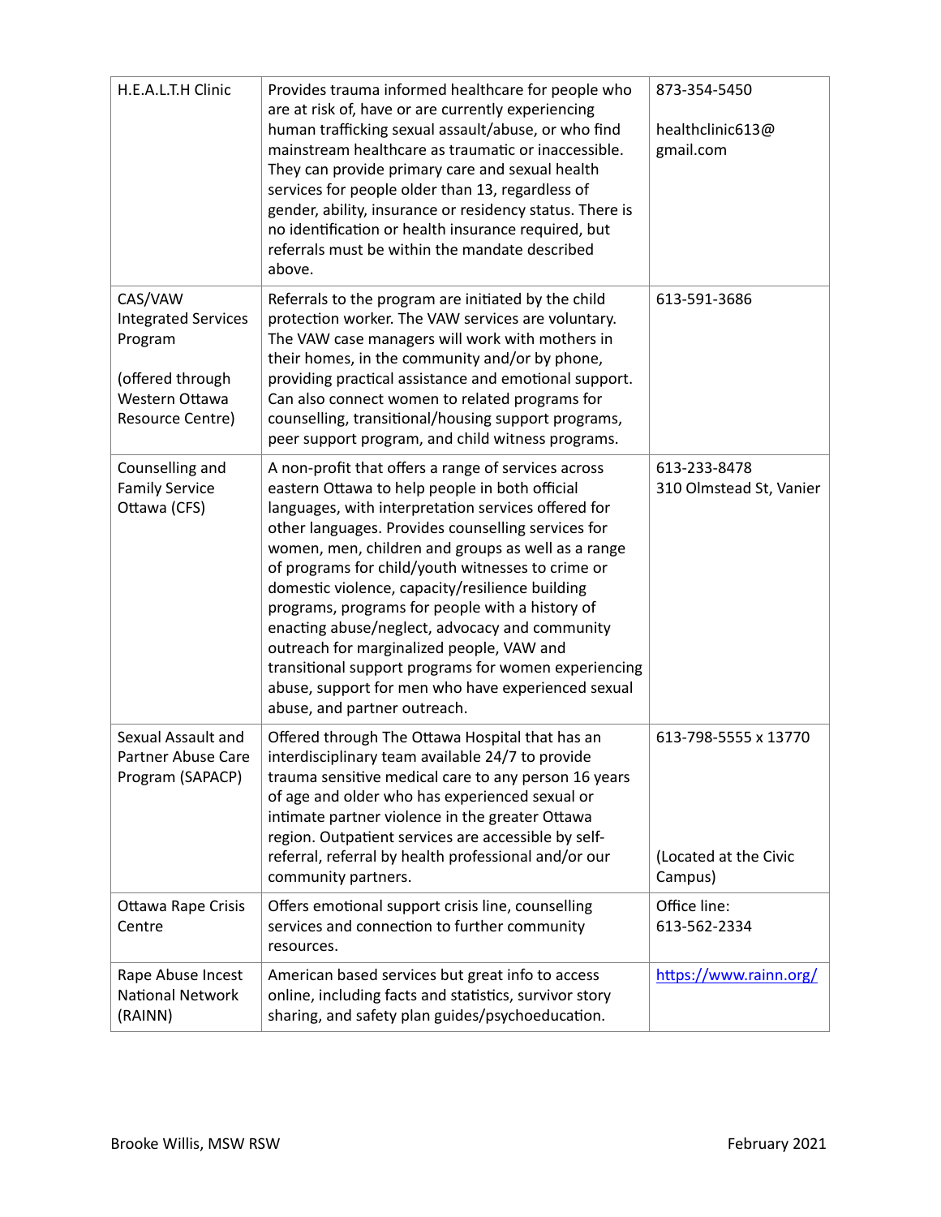| | | |
|---|---|---|
| H.E.A.L.T.H Clinic | Provides trauma informed healthcare for people who are at risk of, have or are currently experiencing human trafficking sexual assault/abuse, or who find mainstream healthcare as traumatic or inaccessible. They can provide primary care and sexual health services for people older than 13, regardless of gender, ability, insurance or residency status. There is no identification or health insurance required, but referrals must be within the mandate described above. | 873-354-5450<br><br>healthclinic613@gmail.com |
| CAS/VAW Integrated Services Program<br><br>(offered through Western Ottawa Resource Centre) | Referrals to the program are initiated by the child protection worker. The VAW services are voluntary. The VAW case managers will work with mothers in their homes, in the community and/or by phone, providing practical assistance and emotional support. Can also connect women to related programs for counselling, transitional/housing support programs, peer support program, and child witness programs. | 613-591-3686 |
| Counselling and Family Service Ottawa (CFS) | A non-profit that offers a range of services across eastern Ottawa to help people in both official languages, with interpretation services offered for other languages. Provides counselling services for women, men, children and groups as well as a range of programs for child/youth witnesses to crime or domestic violence, capacity/resilience building programs, programs for people with a history of enacting abuse/neglect, advocacy and community outreach for marginalized people, VAW and transitional support programs for women experiencing abuse, support for men who have experienced sexual abuse, and partner outreach. | 613-233-8478<br>310 Olmstead St, Vanier |
| Sexual Assault and Partner Abuse Care Program (SAPACP) | Offered through The Ottawa Hospital that has an interdisciplinary team available 24/7 to provide trauma sensitive medical care to any person 16 years of age and older who has experienced sexual or intimate partner violence in the greater Ottawa region. Outpatient services are accessible by self-referral, referral by health professional and/or our community partners. | 613-798-5555 x 13770<br><br>(Located at the Civic Campus) |
| Ottawa Rape Crisis Centre | Offers emotional support crisis line, counselling services and connection to further community resources. | Office line:<br>613-562-2334 |
| Rape Abuse Incest National Network (RAINN) | American based services but great info to access online, including facts and statistics, survivor story sharing, and safety plan guides/psychoeducation. | https://www.rainn.org/ |

Brooke Willis, MSW RSW — February 2021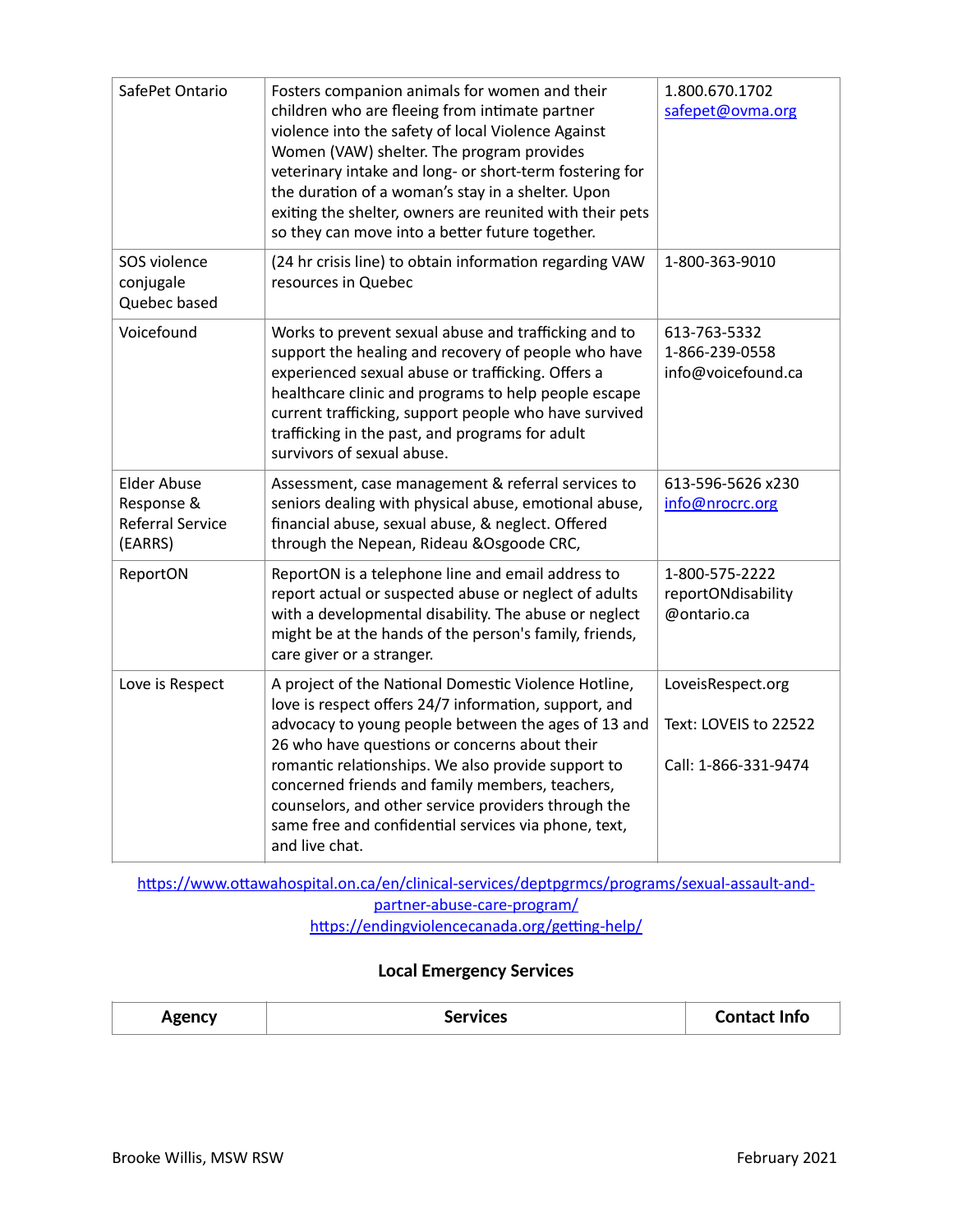| SafePet Ontario | Fosters companion animals for women and their children who are fleeing from intimate partner violence into the safety of local Violence Against Women (VAW) shelter. The program provides veterinary intake and long- or short-term fostering for the duration of a woman's stay in a shelter. Upon exiting the shelter, owners are reunited with their pets so they can move into a better future together. | 1.800.670.1702<br>safepet@ovma.org |
|---|---|---|
| SOS violence conjugale Quebec based | (24 hr crisis line) to obtain information regarding VAW resources in Quebec | 1-800-363-9010 |
| Voicefound | Works to prevent sexual abuse and trafficking and to support the healing and recovery of people who have experienced sexual abuse or trafficking. Offers a healthcare clinic and programs to help people escape current trafficking, support people who have survived trafficking in the past, and programs for adult survivors of sexual abuse. | 613-763-5332<br>1-866-239-0558<br>info@voicefound.ca |
| Elder Abuse Response & Referral Service (EARRS) | Assessment, case management & referral services to seniors dealing with physical abuse, emotional abuse, financial abuse, sexual abuse, & neglect. Offered through the Nepean, Rideau &Osgoode CRC, | 613-596-5626 x230<br>info@nrocrc.org |
| ReportON | ReportON is a telephone line and email address to report actual or suspected abuse or neglect of adults with a developmental disability. The abuse or neglect might be at the hands of the person's family, friends, care giver or a stranger. | 1-800-575-2222<br>reportONdisability@ontario.ca |
| Love is Respect | A project of the National Domestic Violence Hotline, love is respect offers 24/7 information, support, and advocacy to young people between the ages of 13 and 26 who have questions or concerns about their romantic relationships. We also provide support to concerned friends and family members, teachers, counselors, and other service providers through the same free and confidential services via phone, text, and live chat. | LoveisRespect.org<br><br>Text: LOVEIS to 22522<br><br>Call: 1-866-331-9474 |

https://www.ottawahospital.on.ca/en/clinical-services/deptpgrmcs/programs/sexual-assault-and-partner-abuse-care-program/
https://endingviolencecanada.org/getting-help/

### Local Emergency Services

| Agency | Services | Contact Info |
|---|---|---|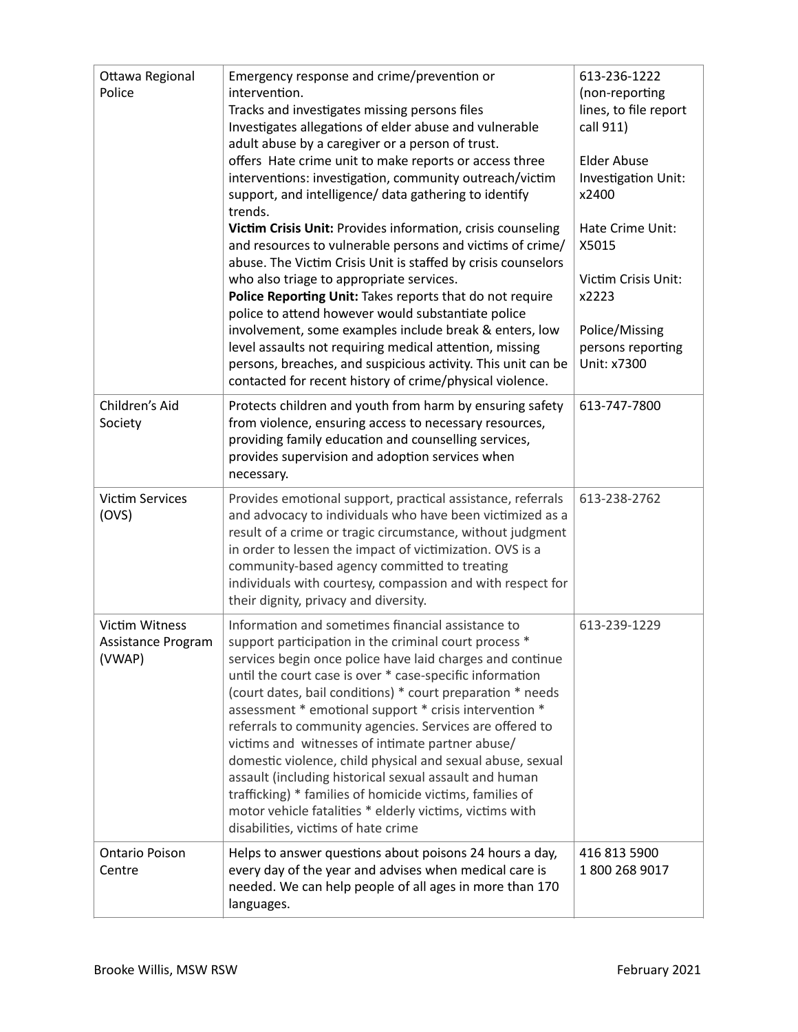| Ottawa Regional Police | Emergency response and crime/prevention or intervention.<br>Tracks and investigates missing persons files<br>Investigates allegations of elder abuse and vulnerable adult abuse by a caregiver or a person of trust.<br>offers Hate crime unit to make reports or access three interventions: investigation, community outreach/victim support, and intelligence/ data gathering to identify trends.<br>**Victim Crisis Unit:** Provides information, crisis counseling and resources to vulnerable persons and victims of crime/ abuse. The Victim Crisis Unit is staffed by crisis counselors who also triage to appropriate services.<br>**Police Reporting Unit:** Takes reports that do not require police to attend however would substantiate police involvement, some examples include break & enters, low level assaults not requiring medical attention, missing persons, breaches, and suspicious activity. This unit can be contacted for recent history of crime/physical violence. | 613-236-1222 (non-reporting lines, to file report call 911)<br><br>Elder Abuse Investigation Unit: x2400<br><br>Hate Crime Unit: X5015<br><br>Victim Crisis Unit: x2223<br><br>Police/Missing persons reporting Unit: x7300 |
|---|---|---|
| Children's Aid Society | Protects children and youth from harm by ensuring safety from violence, ensuring access to necessary resources, providing family education and counselling services, provides supervision and adoption services when necessary. | 613-747-7800 |
| Victim Services (OVS) | Provides emotional support, practical assistance, referrals and advocacy to individuals who have been victimized as a result of a crime or tragic circumstance, without judgment in order to lessen the impact of victimization. OVS is a community-based agency committed to treating individuals with courtesy, compassion and with respect for their dignity, privacy and diversity. | 613-238-2762 |
| Victim Witness Assistance Program (VWAP) | Information and sometimes financial assistance to support participation in the criminal court process * services begin once police have laid charges and continue until the court case is over * case-specific information (court dates, bail conditions) * court preparation * needs assessment * emotional support * crisis intervention * referrals to community agencies. Services are offered to victims and witnesses of intimate partner abuse/ domestic violence, child physical and sexual abuse, sexual assault (including historical sexual assault and human trafficking) * families of homicide victims, families of motor vehicle fatalities * elderly victims, victims with disabilities, victims of hate crime | 613-239-1229 |
| Ontario Poison Centre | Helps to answer questions about poisons 24 hours a day, every day of the year and advises when medical care is needed. We can help people of all ages in more than 170 languages. | 416 813 5900<br>1 800 268 9017 |

Brooke Willis, MSW RSW

February 2021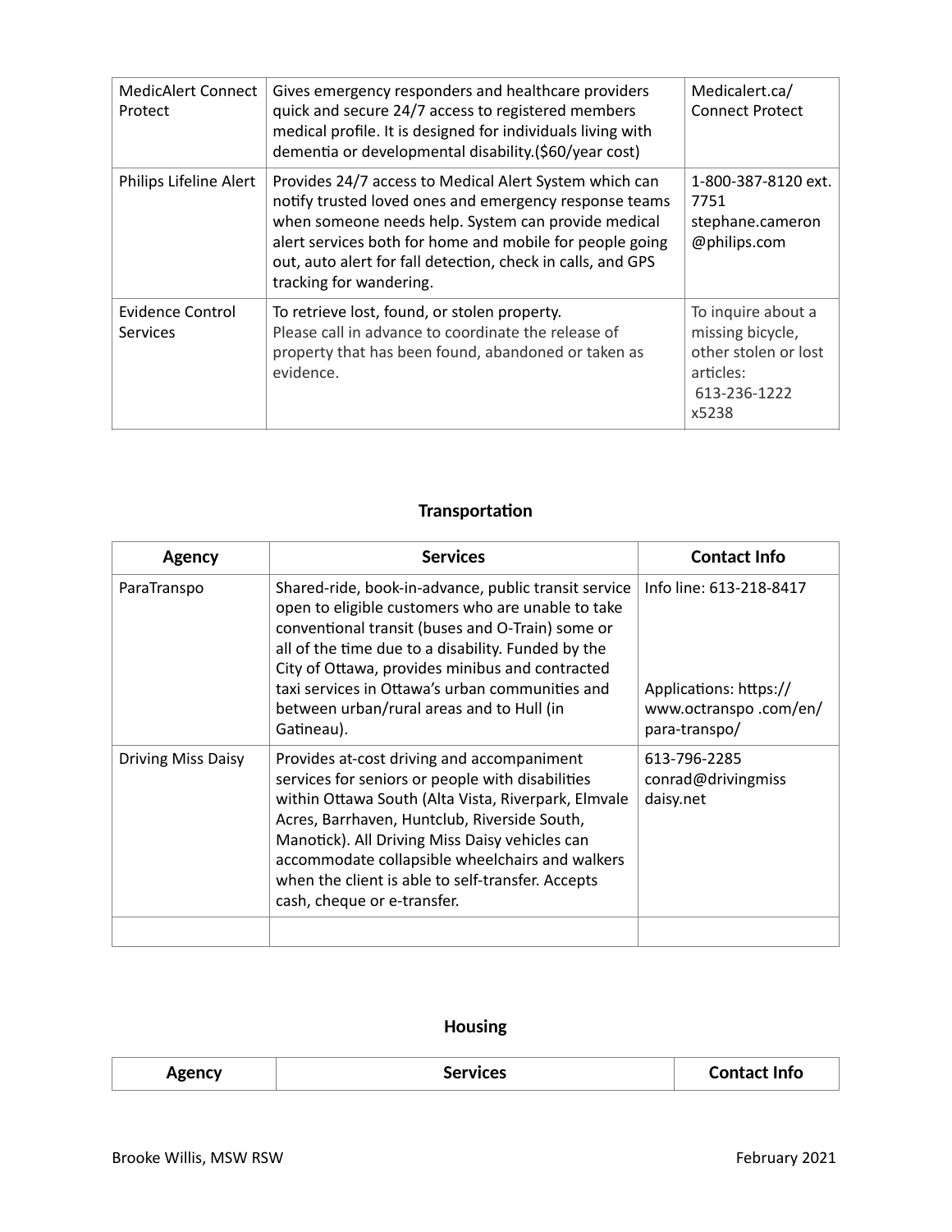| | | |
|---|---|---|
| MedicAlert Connect Protect | Gives emergency responders and healthcare providers quick and secure 24/7 access to registered members medical profile. It is designed for individuals living with dementia or developmental disability.($60/year cost) | Medicalert.ca/ Connect Protect |
| Philips Lifeline Alert | Provides 24/7 access to Medical Alert System which can notify trusted loved ones and emergency response teams when someone needs help. System can provide medical alert services both for home and mobile for people going out, auto alert for fall detection, check in calls, and GPS tracking for wandering. | 1-800-387-8120 ext. 7751 stephane.cameron @philips.com |
| Evidence Control Services | To retrieve lost, found, or stolen property. Please call in advance to coordinate the release of property that has been found, abandoned or taken as evidence. | To inquire about a missing bicycle, other stolen or lost articles: 613-236-1222 x5238 |

## Transportation

| Agency | Services | Contact Info |
|---|---|---|
| ParaTranspo | Shared-ride, book-in-advance, public transit service open to eligible customers who are unable to take conventional transit (buses and O-Train) some or all of the time due to a disability. Funded by the City of Ottawa, provides minibus and contracted taxi services in Ottawa's urban communities and between urban/rural areas and to Hull (in Gatineau). | Info line: 613-218-8417<br><br>Applications: https:// www.octranspo .com/en/ para-transpo/ |
| Driving Miss Daisy | Provides at-cost driving and accompaniment services for seniors or people with disabilities within Ottawa South (Alta Vista, Riverpark, Elmvale Acres, Barrhaven, Huntclub, Riverside South, Manotick). All Driving Miss Daisy vehicles can accommodate collapsible wheelchairs and walkers when the client is able to self-transfer. Accepts cash, cheque or e-transfer. | 613-796-2285 conrad@drivingmiss daisy.net |
| | | |

## Housing

| Agency | Services | Contact Info |
|---|---|---|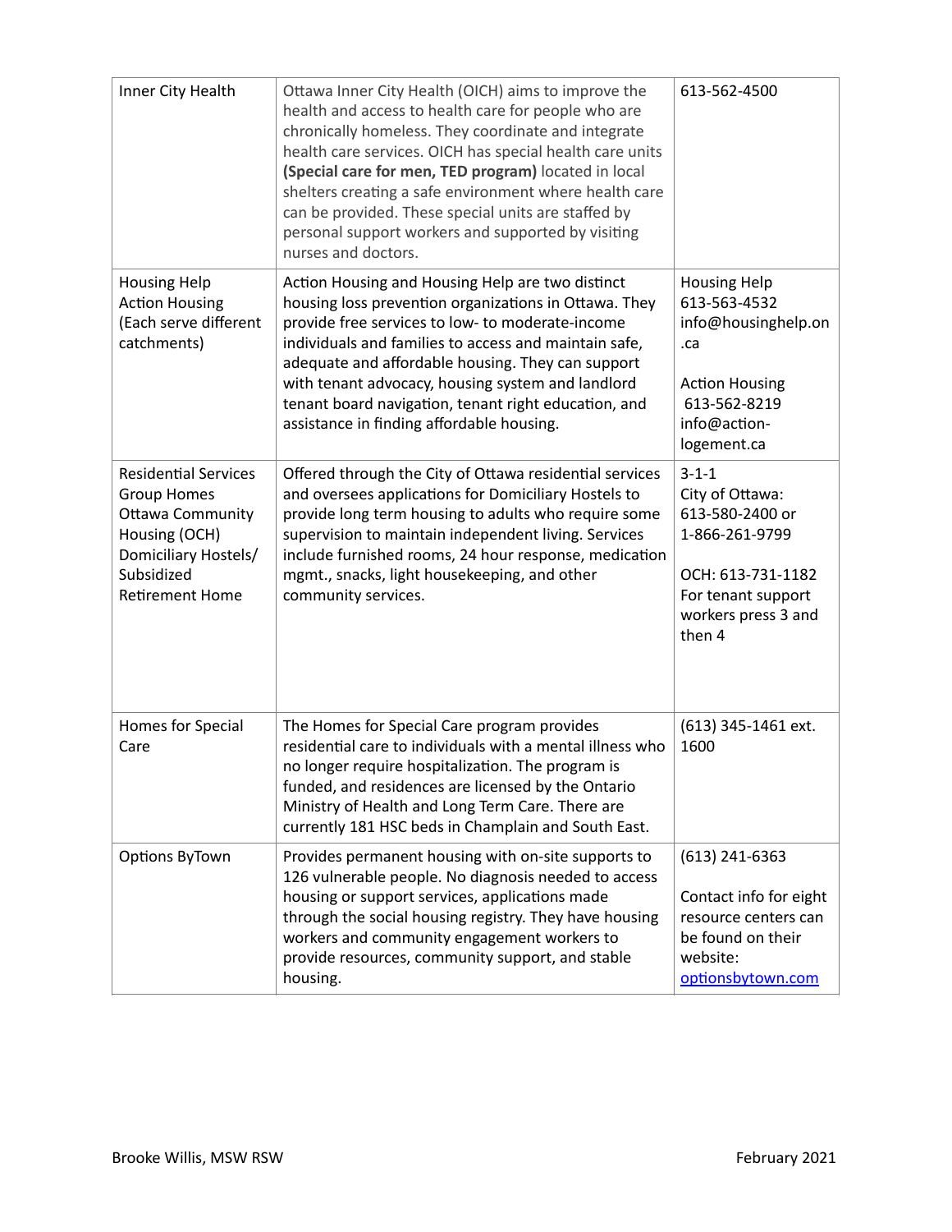| Inner City Health | Ottawa Inner City Health (OICH) aims to improve the health and access to health care for people who are chronically homeless. They coordinate and integrate health care services. OICH has special health care units **(Special care for men, TED program)** located in local shelters creating a safe environment where health care can be provided. These special units are staffed by personal support workers and supported by visiting nurses and doctors. | 613-562-4500 |
|---|---|---|
| Housing Help<br>Action Housing<br>(Each serve different catchments) | Action Housing and Housing Help are two distinct housing loss prevention organizations in Ottawa. They provide free services to low- to moderate-income individuals and families to access and maintain safe, adequate and affordable housing. They can support with tenant advocacy, housing system and landlord tenant board navigation, tenant right education, and assistance in finding affordable housing. | Housing Help<br>613-563-4532<br>info@housinghelp.on.ca<br><br>Action Housing<br>613-562-8219<br>info@action-logement.ca |
| Residential Services<br>Group Homes<br>Ottawa Community Housing (OCH)<br>Domiciliary Hostels/ Subsidized Retirement Home | Offered through the City of Ottawa residential services and oversees applications for Domiciliary Hostels to provide long term housing to adults who require some supervision to maintain independent living. Services include furnished rooms, 24 hour response, medication mgmt., snacks, light housekeeping, and other community services. | 3-1-1<br>City of Ottawa:<br>613-580-2400 or<br>1-866-261-9799<br><br>OCH: 613-731-1182<br>For tenant support workers press 3 and then 4 |
| Homes for Special Care | The Homes for Special Care program provides residential care to individuals with a mental illness who no longer require hospitalization. The program is funded, and residences are licensed by the Ontario Ministry of Health and Long Term Care. There are currently 181 HSC beds in Champlain and South East. | (613) 345-1461 ext. 1600 |
| Options ByTown | Provides permanent housing with on-site supports to 126 vulnerable people. No diagnosis needed to access housing or support services, applications made through the social housing registry. They have housing workers and community engagement workers to provide resources, community support, and stable housing. | (613) 241-6363<br><br>Contact info for eight resource centers can be found on their website:<br>[optionsbytown.com](optionsbytown.com) |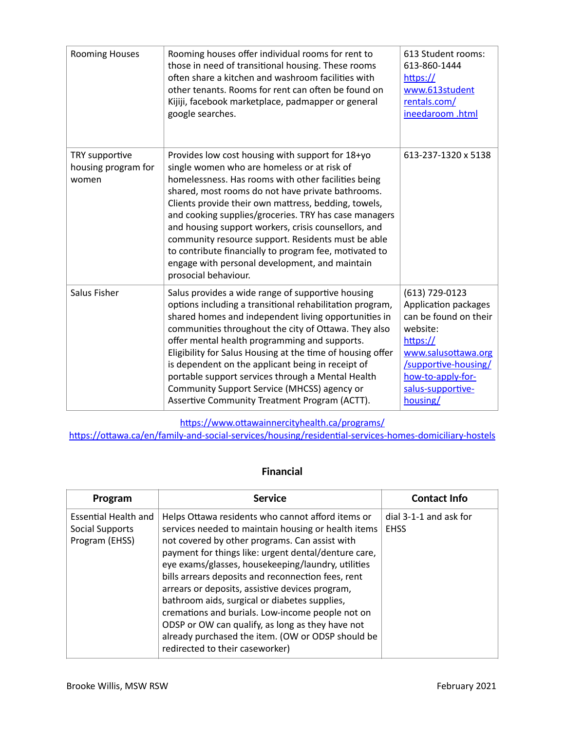| | | |
|---|---|---|
| Rooming Houses | Rooming houses offer individual rooms for rent to those in need of transitional housing. These rooms often share a kitchen and washroom facilities with other tenants. Rooms for rent can often be found on Kijiji, facebook marketplace, padmapper or general google searches. | 613 Student rooms: 613-860-1444 [https://www.613studentrentals.com/ineedaroom .html](https://www.613studentrentals.com/ineedaroom.html) |
| TRY supportive housing program for women | Provides low cost housing with support for 18+yo single women who are homeless or at risk of homelessness. Has rooms with other facilities being shared, most rooms do not have private bathrooms. Clients provide their own mattress, bedding, towels, and cooking supplies/groceries. TRY has case managers and housing support workers, crisis counsellors, and community resource support. Residents must be able to contribute financially to program fee, motivated to engage with personal development, and maintain prosocial behaviour. | 613-237-1320 x 5138 |
| Salus Fisher | Salus provides a wide range of supportive housing options including a transitional rehabilitation program, shared homes and independent living opportunities in communities throughout the city of Ottawa. They also offer mental health programming and supports. Eligibility for Salus Housing at the time of housing offer is dependent on the applicant being in receipt of portable support services through a Mental Health Community Support Service (MHCSS) agency or Assertive Community Treatment Program (ACTT). | (613) 729-0123 Application packages can be found on their website: [https://www.salusottawa.org/supportive-housing/how-to-apply-for-salus-supportive-housing/](https://www.salusottawa.org/supportive-housing/how-to-apply-for-salus-supportive-housing/) |

https://www.ottawainnercityhealth.ca/programs/
https://ottawa.ca/en/family-and-social-services/housing/residential-services-homes-domiciliary-hostels

## Financial

| Program | Service | Contact Info |
|---|---|---|
| Essential Health and Social Supports Program (EHSS) | Helps Ottawa residents who cannot afford items or services needed to maintain housing or health items not covered by other programs. Can assist with payment for things like: urgent dental/denture care, eye exams/glasses, housekeeping/laundry, utilities bills arrears deposits and reconnection fees, rent arrears or deposits, assistive devices program, bathroom aids, surgical or diabetes supplies, cremations and burials. Low-income people not on ODSP or OW can qualify, as long as they have not already purchased the item. (OW or ODSP should be redirected to their caseworker) | dial 3-1-1 and ask for EHSS |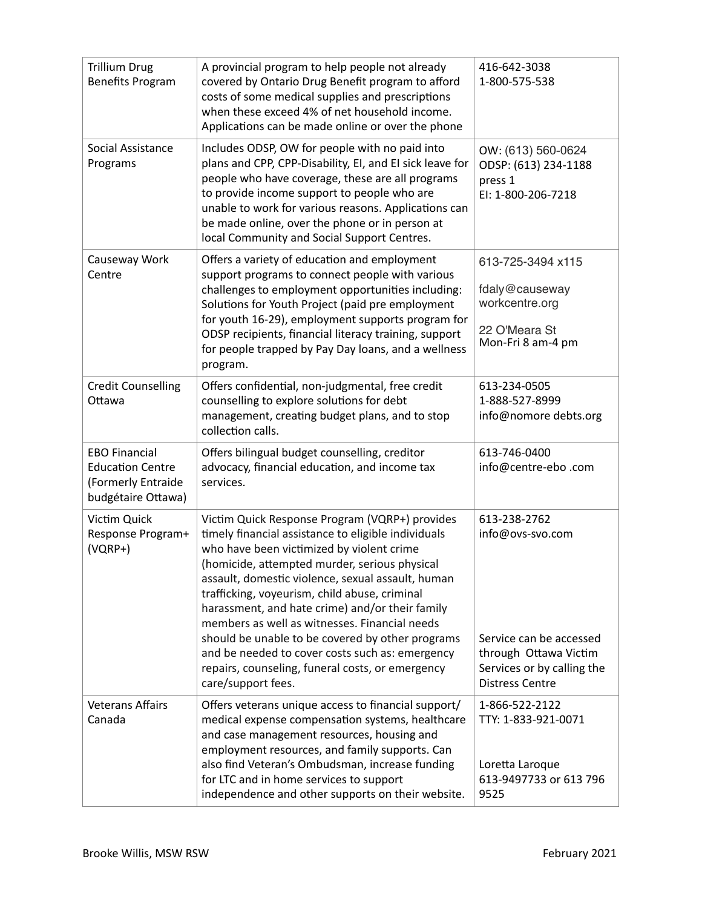| Trillium Drug Benefits Program | A provincial program to help people not already covered by Ontario Drug Benefit program to afford costs of some medical supplies and prescriptions when these exceed 4% of net household income. Applications can be made online or over the phone | 416-642-3038<br>1-800-575-538 |
|---|---|---|
| Social Assistance Programs | Includes ODSP, OW for people with no paid into plans and CPP, CPP-Disability, EI, and EI sick leave for people who have coverage, these are all programs to provide income support to people who are unable to work for various reasons. Applications can be made online, over the phone or in person at local Community and Social Support Centres. | OW: (613) 560-0624<br>ODSP: (613) 234-1188 press 1<br>EI: 1-800-206-7218 |
| Causeway Work Centre | Offers a variety of education and employment support programs to connect people with various challenges to employment opportunities including: Solutions for Youth Project (paid pre employment for youth 16-29), employment supports program for ODSP recipients, financial literacy training, support for people trapped by Pay Day loans, and a wellness program. | 613-725-3494 x115<br><br>fdaly@causeway workcentre.org<br><br>22 O'Meara St<br>Mon-Fri 8 am-4 pm |
| Credit Counselling Ottawa | Offers confidential, non-judgmental, free credit counselling to explore solutions for debt management, creating budget plans, and to stop collection calls. | 613-234-0505<br>1-888-527-8999<br>info@nomore debts.org |
| EBO Financial Education Centre (Formerly Entraide budgétaire Ottawa) | Offers bilingual budget counselling, creditor advocacy, financial education, and income tax services. | 613-746-0400<br>info@centre-ebo .com |
| Victim Quick Response Program+ (VQRP+) | Victim Quick Response Program (VQRP+) provides timely financial assistance to eligible individuals who have been victimized by violent crime (homicide, attempted murder, serious physical assault, domestic violence, sexual assault, human trafficking, voyeurism, child abuse, criminal harassment, and hate crime) and/or their family members as well as witnesses. Financial needs should be unable to be covered by other programs and be needed to cover costs such as: emergency repairs, counseling, funeral costs, or emergency care/support fees. | 613-238-2762<br>info@ovs-svo.com<br><br>Service can be accessed through Ottawa Victim Services or by calling the Distress Centre |
| Veterans Affairs Canada | Offers veterans unique access to financial support/ medical expense compensation systems, healthcare and case management resources, housing and employment resources, and family supports. Can also find Veteran's Ombudsman, increase funding for LTC and in home services to support independence and other supports on their website. | 1-866-522-2122<br>TTY: 1-833-921-0071<br><br>Loretta Laroque<br>613-9497733 or 613 796 9525 |

Brooke Willis, MSW RSW — February 2021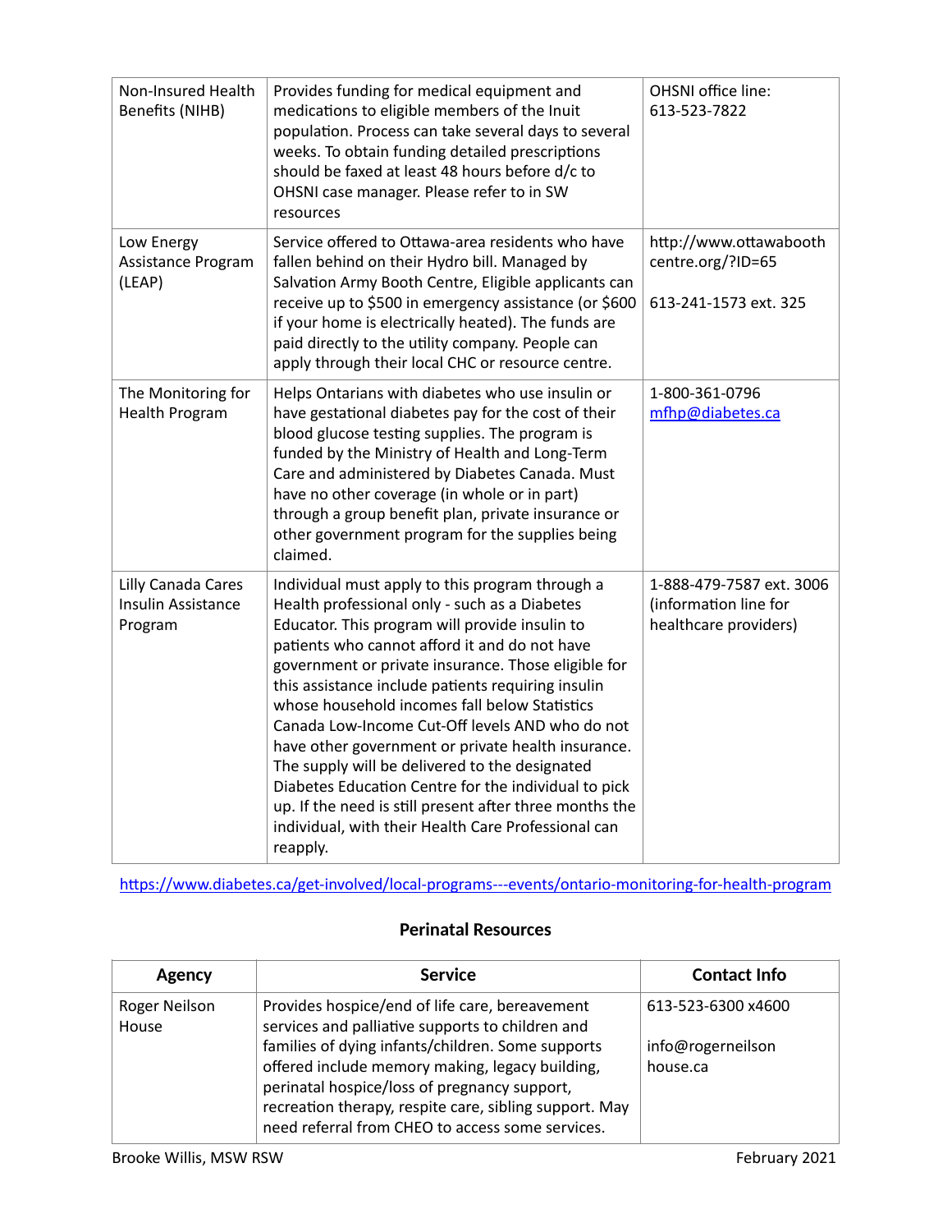| | | |
|---|---|---|
| Non-Insured Health Benefits (NIHB) | Provides funding for medical equipment and medications to eligible members of the Inuit population. Process can take several days to several weeks. To obtain funding detailed prescriptions should be faxed at least 48 hours before d/c to OHSNI case manager. Please refer to in SW resources | OHSNI office line: 613-523-7822 |
| Low Energy Assistance Program (LEAP) | Service offered to Ottawa-area residents who have fallen behind on their Hydro bill. Managed by Salvation Army Booth Centre, Eligible applicants can receive up to $500 in emergency assistance (or $600 if your home is electrically heated). The funds are paid directly to the utility company. People can apply through their local CHC or resource centre. | http://www.ottawabooth centre.org/?ID=65<br><br>613-241-1573 ext. 325 |
| The Monitoring for Health Program | Helps Ontarians with diabetes who use insulin or have gestational diabetes pay for the cost of their blood glucose testing supplies. The program is funded by the Ministry of Health and Long-Term Care and administered by Diabetes Canada. Must have no other coverage (in whole or in part) through a group benefit plan, private insurance or other government program for the supplies being claimed. | 1-800-361-0796<br>mfhp@diabetes.ca |
| Lilly Canada Cares Insulin Assistance Program | Individual must apply to this program through a Health professional only - such as a Diabetes Educator. This program will provide insulin to patients who cannot afford it and do not have government or private insurance. Those eligible for this assistance include patients requiring insulin whose household incomes fall below Statistics Canada Low-Income Cut-Off levels AND who do not have other government or private health insurance. The supply will be delivered to the designated Diabetes Education Centre for the individual to pick up. If the need is still present after three months the individual, with their Health Care Professional can reapply. | 1-888-479-7587 ext. 3006 (information line for healthcare providers) |

https://www.diabetes.ca/get-involved/local-programs---events/ontario-monitoring-for-health-program

## Perinatal Resources

| Agency | Service | Contact Info |
|---|---|---|
| Roger Neilson House | Provides hospice/end of life care, bereavement services and palliative supports to children and families of dying infants/children. Some supports offered include memory making, legacy building, perinatal hospice/loss of pregnancy support, recreation therapy, respite care, sibling support. May need referral from CHEO to access some services. | 613-523-6300 x4600<br><br>info@rogerneilson house.ca |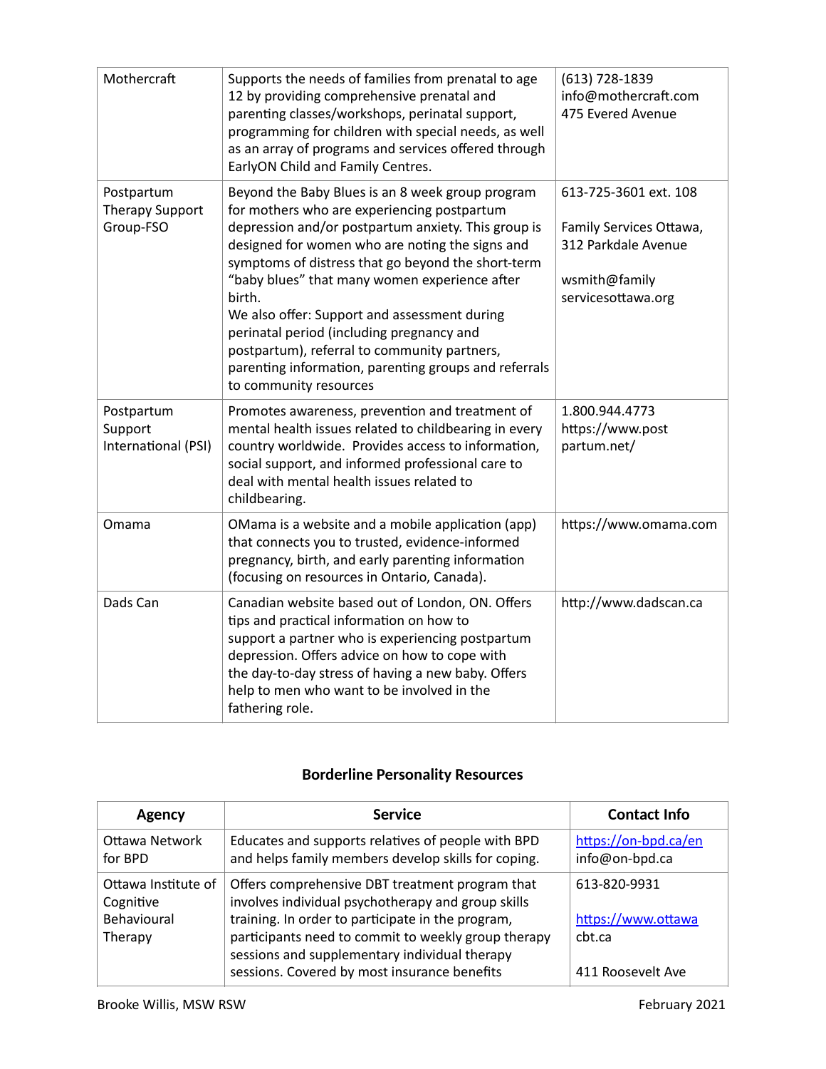| | | |
|---|---|---|
| Mothercraft | Supports the needs of families from prenatal to age 12 by providing comprehensive prenatal and parenting classes/workshops, perinatal support, programming for children with special needs, as well as an array of programs and services offered through EarlyON Child and Family Centres. | (613) 728-1839<br>info@mothercraft.com<br>475 Evered Avenue |
| Postpartum Therapy Support Group-FSO | Beyond the Baby Blues is an 8 week group program for mothers who are experiencing postpartum depression and/or postpartum anxiety. This group is designed for women who are noting the signs and symptoms of distress that go beyond the short-term "baby blues" that many women experience after birth.<br>We also offer: Support and assessment during perinatal period (including pregnancy and postpartum), referral to community partners, parenting information, parenting groups and referrals to community resources | 613-725-3601 ext. 108<br><br>Family Services Ottawa, 312 Parkdale Avenue<br><br>wsmith@familyservicesottawa.org |
| Postpartum Support International (PSI) | Promotes awareness, prevention and treatment of mental health issues related to childbearing in every country worldwide. Provides access to information, social support, and informed professional care to deal with mental health issues related to childbearing. | 1.800.944.4773<br>https://www.postpartum.net/ |
| Omama | OMama is a website and a mobile application (app) that connects you to trusted, evidence-informed pregnancy, birth, and early parenting information (focusing on resources in Ontario, Canada). | https://www.omama.com |
| Dads Can | Canadian website based out of London, ON. Offers tips and practical information on how to support a partner who is experiencing postpartum depression. Offers advice on how to cope with the day-to-day stress of having a new baby. Offers help to men who want to be involved in the fathering role. | http://www.dadscan.ca |

## Borderline Personality Resources

| Agency | Service | Contact Info |
|---|---|---|
| Ottawa Network for BPD | Educates and supports relatives of people with BPD and helps family members develop skills for coping. | https://on-bpd.ca/en<br>info@on-bpd.ca |
| Ottawa Institute of Cognitive Behavioural Therapy | Offers comprehensive DBT treatment program that involves individual psychotherapy and group skills training. In order to participate in the program, participants need to commit to weekly group therapy sessions and supplementary individual therapy sessions. Covered by most insurance benefits | 613-820-9931<br><br>https://www.ottawacbt.ca<br><br>411 Roosevelt Ave |

Brooke Willis, MSW RSW — February 2021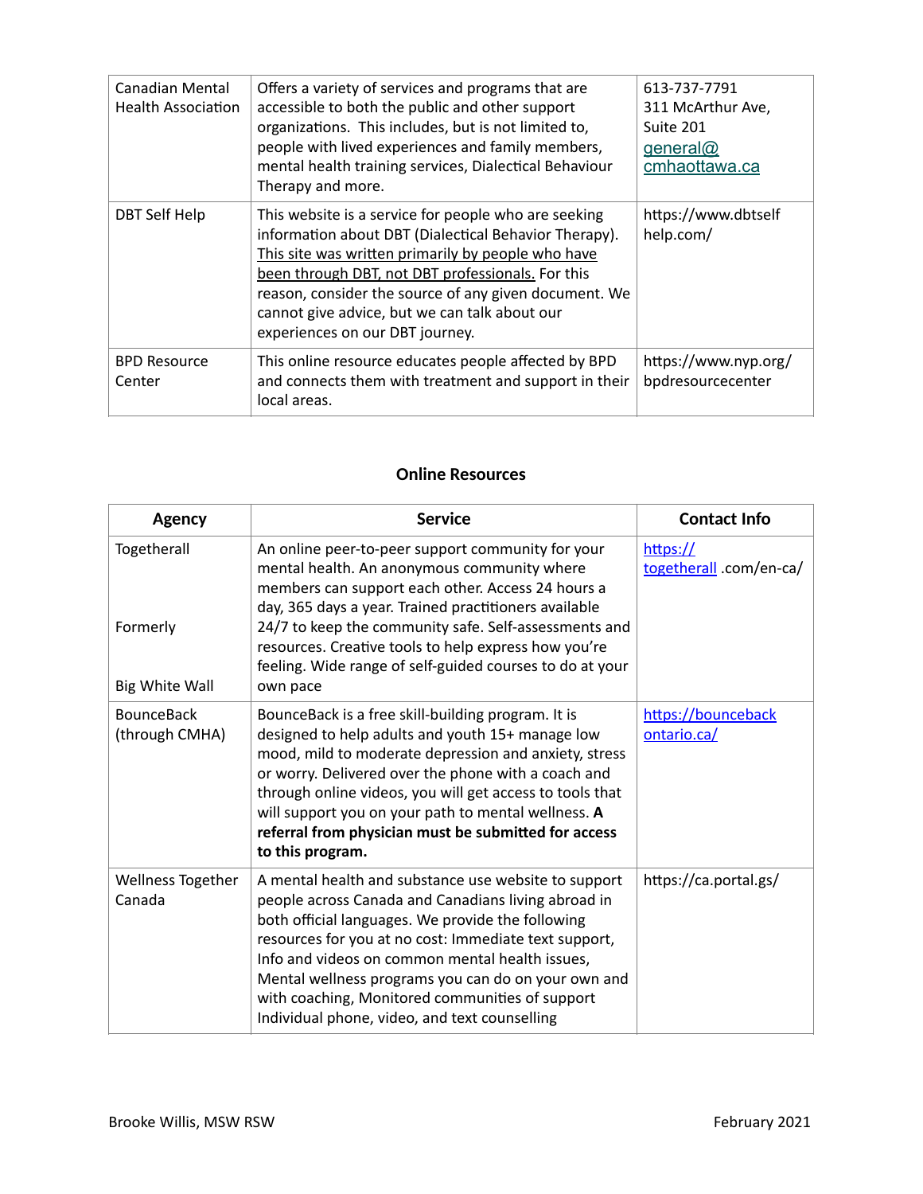| | | |
|---|---|---|
| Canadian Mental Health Association | Offers a variety of services and programs that are accessible to both the public and other support organizations. This includes, but is not limited to, people with lived experiences and family members, mental health training services, Dialectical Behaviour Therapy and more. | 613-737-7791<br>311 McArthur Ave, Suite 201<br>general@cmhaottawa.ca |
| DBT Self Help | This website is a service for people who are seeking information about DBT (Dialectical Behavior Therapy). This site was written primarily by people who have been through DBT, not DBT professionals. For this reason, consider the source of any given document. We cannot give advice, but we can talk about our experiences on our DBT journey. | https://www.dbtselfhelp.com/ |
| BPD Resource Center | This online resource educates people affected by BPD and connects them with treatment and support in their local areas. | https://www.nyp.org/bpdresourcecenter |

## Online Resources

| Agency | Service | Contact Info |
|---|---|---|
| Togetherall<br><br>Formerly<br><br>Big White Wall | An online peer-to-peer support community for your mental health. An anonymous community where members can support each other. Access 24 hours a day, 365 days a year. Trained practitioners available 24/7 to keep the community safe. Self-assessments and resources. Creative tools to help express how you're feeling. Wide range of self-guided courses to do at your own pace | https://togetherall .com/en-ca/ |
| BounceBack (through CMHA) | BounceBack is a free skill-building program. It is designed to help adults and youth 15+ manage low mood, mild to moderate depression and anxiety, stress or worry. Delivered over the phone with a coach and through online videos, you will get access to tools that will support you on your path to mental wellness. **A referral from physician must be submitted for access to this program.** | https://bouncebackontario.ca/ |
| Wellness Together Canada | A mental health and substance use website to support people across Canada and Canadians living abroad in both official languages. We provide the following resources for you at no cost: Immediate text support, Info and videos on common mental health issues, Mental wellness programs you can do on your own and with coaching, Monitored communities of support Individual phone, video, and text counselling | https://ca.portal.gs/ |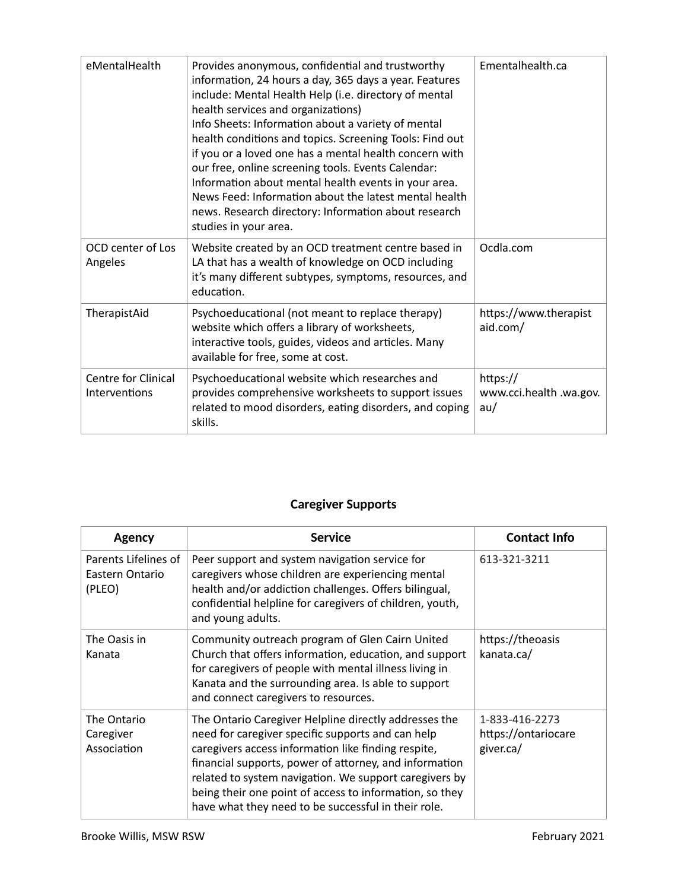| | | |
|---|---|---|
| eMentalHealth | Provides anonymous, confidential and trustworthy information, 24 hours a day, 365 days a year. Features include: Mental Health Help (i.e. directory of mental health services and organizations) Info Sheets: Information about a variety of mental health conditions and topics. Screening Tools: Find out if you or a loved one has a mental health concern with our free, online screening tools. Events Calendar: Information about mental health events in your area. News Feed: Information about the latest mental health news. Research directory: Information about research studies in your area. | Ementalhealth.ca |
| OCD center of Los Angeles | Website created by an OCD treatment centre based in LA that has a wealth of knowledge on OCD including it's many different subtypes, symptoms, resources, and education. | Ocdla.com |
| TherapistAid | Psychoeducational (not meant to replace therapy) website which offers a library of worksheets, interactive tools, guides, videos and articles. Many available for free, some at cost. | https://www.therapistaid.com/ |
| Centre for Clinical Interventions | Psychoeducational website which researches and provides comprehensive worksheets to support issues related to mood disorders, eating disorders, and coping skills. | https://www.cci.health.wa.gov.au/ |

## Caregiver Supports

| Agency | Service | Contact Info |
|---|---|---|
| Parents Lifelines of Eastern Ontario (PLEO) | Peer support and system navigation service for caregivers whose children are experiencing mental health and/or addiction challenges. Offers bilingual, confidential helpline for caregivers of children, youth, and young adults. | 613-321-3211 |
| The Oasis in Kanata | Community outreach program of Glen Cairn United Church that offers information, education, and support for caregivers of people with mental illness living in Kanata and the surrounding area. Is able to support and connect caregivers to resources. | https://theoasiskanata.ca/ |
| The Ontario Caregiver Association | The Ontario Caregiver Helpline directly addresses the need for caregiver specific supports and can help caregivers access information like finding respite, financial supports, power of attorney, and information related to system navigation. We support caregivers by being their one point of access to information, so they have what they need to be successful in their role. | 1-833-416-2273 https://ontariocaregiver.ca/ |

Brooke Willis, MSW RSW February 2021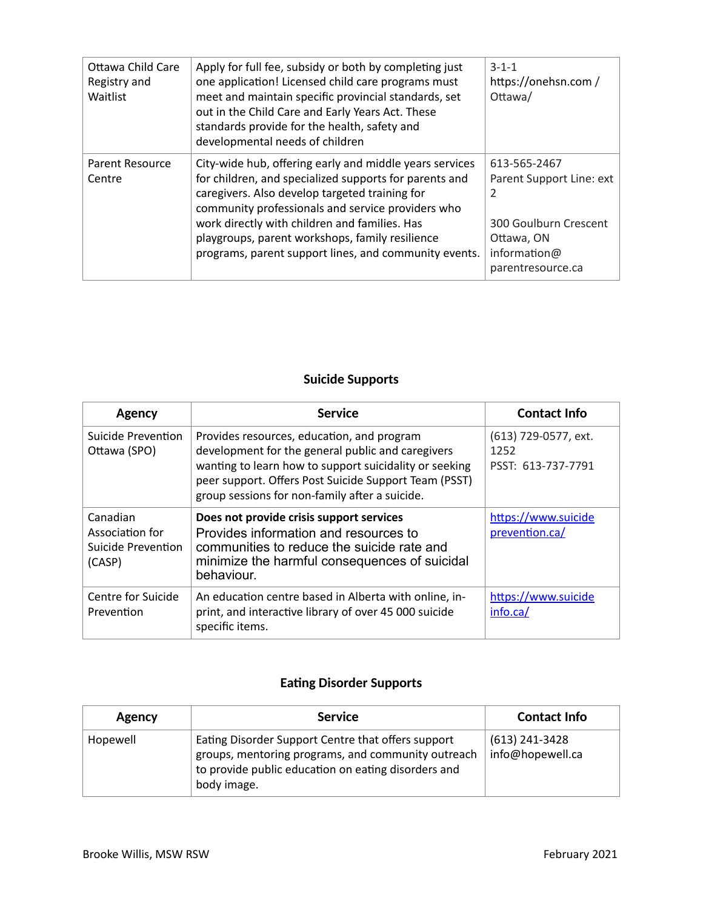| | | |
|---|---|---|
| Ottawa Child Care Registry and Waitlist | Apply for full fee, subsidy or both by completing just one application! Licensed child care programs must meet and maintain specific provincial standards, set out in the Child Care and Early Years Act. These standards provide for the health, safety and developmental needs of children | 3-1-1<br>https://onehsn.com / Ottawa/ |
| Parent Resource Centre | City-wide hub, offering early and middle years services for children, and specialized supports for parents and caregivers. Also develop targeted training for community professionals and service providers who work directly with children and families. Has playgroups, parent workshops, family resilience programs, parent support lines, and community events. | 613-565-2467<br>Parent Support Line: ext 2<br><br>300 Goulburn Crescent Ottawa, ON<br>information@ parentresource.ca |

## Suicide Supports

| Agency | Service | Contact Info |
|---|---|---|
| Suicide Prevention Ottawa (SPO) | Provides resources, education, and program development for the general public and caregivers wanting to learn how to support suicidality or seeking peer support. Offers Post Suicide Support Team (PSST) group sessions for non-family after a suicide. | (613) 729-0577, ext. 1252<br>PSST: 613-737-7791 |
| Canadian Association for Suicide Prevention (CASP) | **Does not provide crisis support services**<br>Provides information and resources to communities to reduce the suicide rate and minimize the harmful consequences of suicidal behaviour. | https://www.suicideprevention.ca/ |
| Centre for Suicide Prevention | An education centre based in Alberta with online, in-print, and interactive library of over 45 000 suicide specific items. | https://www.suicideinfo.ca/ |

## Eating Disorder Supports

| Agency | Service | Contact Info |
|---|---|---|
| Hopewell | Eating Disorder Support Centre that offers support groups, mentoring programs, and community outreach to provide public education on eating disorders and body image. | (613) 241-3428<br>info@hopewell.ca |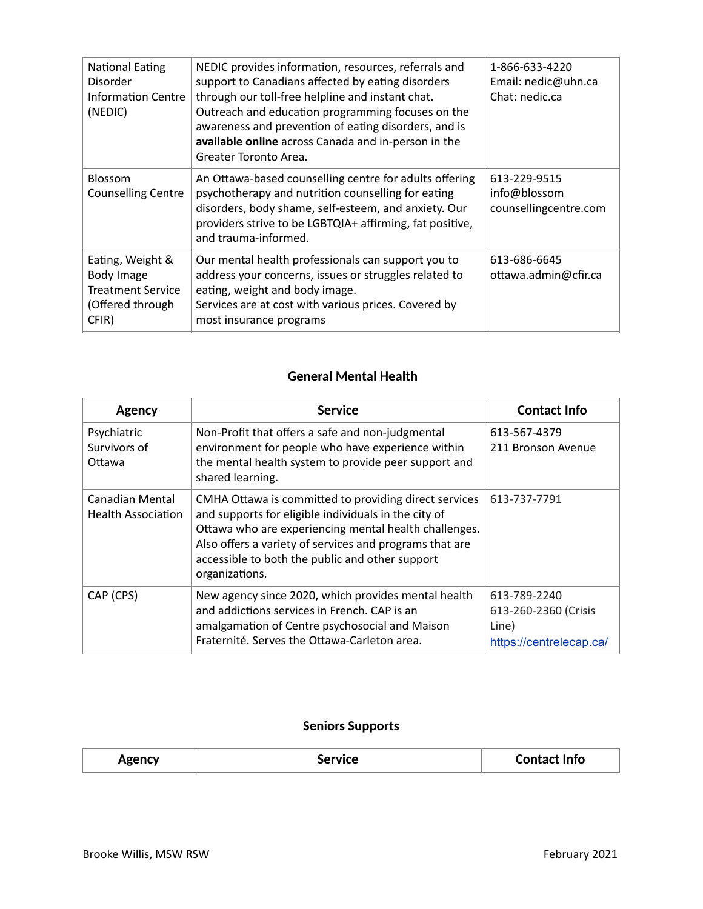| | | |
|---|---|---|
| National Eating Disorder Information Centre (NEDIC) | NEDIC provides information, resources, referrals and support to Canadians affected by eating disorders through our toll-free helpline and instant chat. Outreach and education programming focuses on the awareness and prevention of eating disorders, and is **available online** across Canada and in-person in the Greater Toronto Area. | 1-866-633-4220<br>Email: nedic@uhn.ca<br>Chat: nedic.ca |
| Blossom Counselling Centre | An Ottawa-based counselling centre for adults offering psychotherapy and nutrition counselling for eating disorders, body shame, self-esteem, and anxiety. Our providers strive to be LGBTQIA+ affirming, fat positive, and trauma-informed. | 613-229-9515<br>info@blossom counsellingcentre.com |
| Eating, Weight & Body Image Treatment Service (Offered through CFIR) | Our mental health professionals can support you to address your concerns, issues or struggles related to eating, weight and body image.<br>Services are at cost with various prices. Covered by most insurance programs | 613-686-6645<br>ottawa.admin@cfir.ca |

## General Mental Health

| Agency | Service | Contact Info |
|---|---|---|
| Psychiatric Survivors of Ottawa | Non-Profit that offers a safe and non-judgmental environment for people who have experience within the mental health system to provide peer support and shared learning. | 613-567-4379<br>211 Bronson Avenue |
| Canadian Mental Health Association | CMHA Ottawa is committed to providing direct services and supports for eligible individuals in the city of Ottawa who are experiencing mental health challenges. Also offers a variety of services and programs that are accessible to both the public and other support organizations. | 613-737-7791 |
| CAP (CPS) | New agency since 2020, which provides mental health and addictions services in French. CAP is an amalgamation of Centre psychosocial and Maison Fraternité. Serves the Ottawa-Carleton area. | 613-789-2240<br>613-260-2360 (Crisis Line)<br>https://centrelecap.ca/ |

## Seniors Supports

| Agency | Service | Contact Info |
|---|---|---|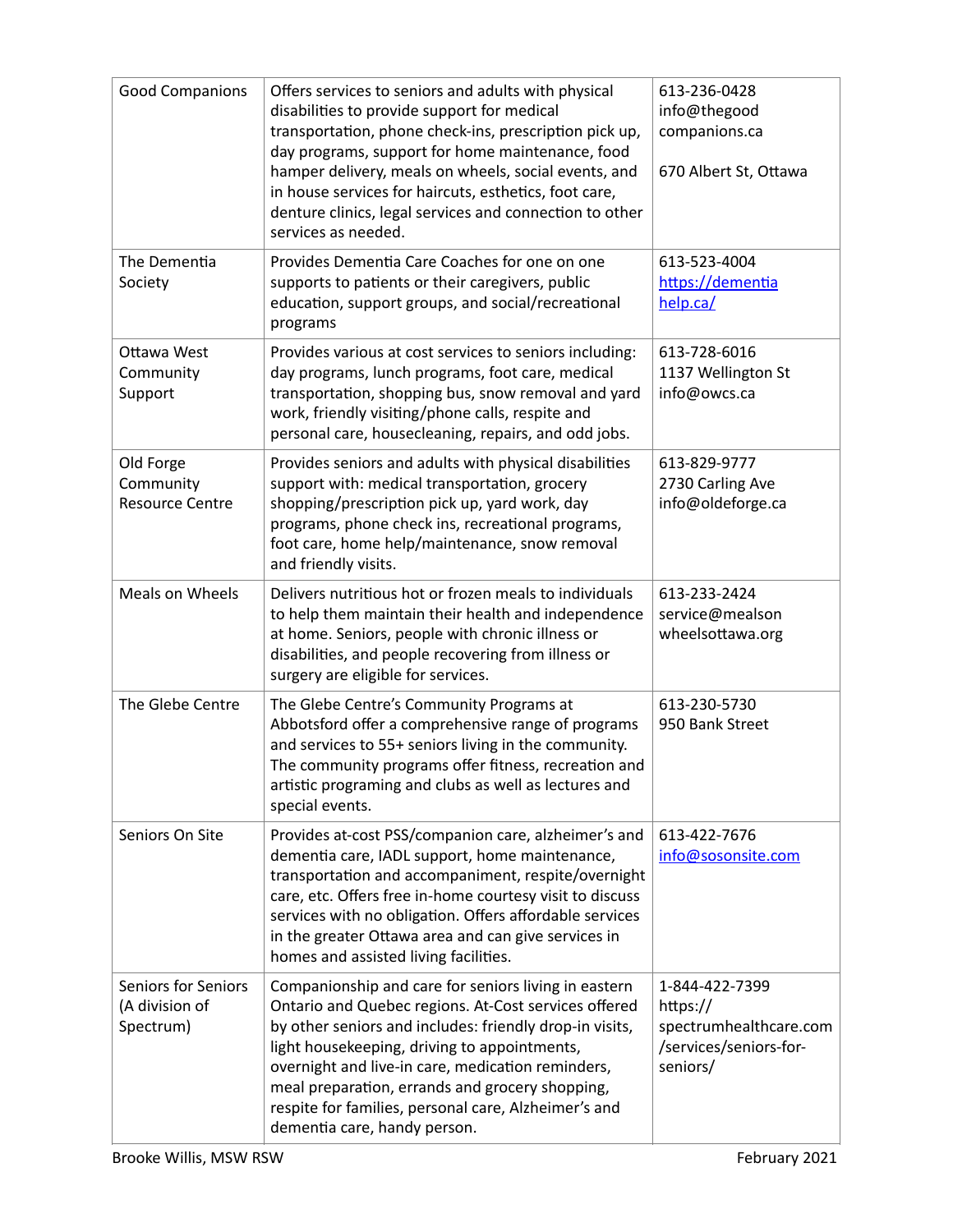| | | |
|---|---|---|
| Good Companions | Offers services to seniors and adults with physical disabilities to provide support for medical transportation, phone check-ins, prescription pick up, day programs, support for home maintenance, food hamper delivery, meals on wheels, social events, and in house services for haircuts, esthetics, foot care, denture clinics, legal services and connection to other services as needed. | 613-236-0428<br>info@thegoodcompanions.ca<br><br>670 Albert St, Ottawa |
| The Dementia Society | Provides Dementia Care Coaches for one on one supports to patients or their caregivers, public education, support groups, and social/recreational programs | 613-523-4004<br>https://dementiahelp.ca/ |
| Ottawa West Community Support | Provides various at cost services to seniors including: day programs, lunch programs, foot care, medical transportation, shopping bus, snow removal and yard work, friendly visiting/phone calls, respite and personal care, housecleaning, repairs, and odd jobs. | 613-728-6016<br>1137 Wellington St<br>info@owcs.ca |
| Old Forge Community Resource Centre | Provides seniors and adults with physical disabilities support with: medical transportation, grocery shopping/prescription pick up, yard work, day programs, phone check ins, recreational programs, foot care, home help/maintenance, snow removal and friendly visits. | 613-829-9777<br>2730 Carling Ave<br>info@oldeforge.ca |
| Meals on Wheels | Delivers nutritious hot or frozen meals to individuals to help them maintain their health and independence at home. Seniors, people with chronic illness or disabilities, and people recovering from illness or surgery are eligible for services. | 613-233-2424<br>service@mealsonwheelsottawa.org |
| The Glebe Centre | The Glebe Centre's Community Programs at Abbotsford offer a comprehensive range of programs and services to 55+ seniors living in the community. The community programs offer fitness, recreation and artistic programing and clubs as well as lectures and special events. | 613-230-5730<br>950 Bank Street |
| Seniors On Site | Provides at-cost PSS/companion care, alzheimer's and dementia care, IADL support, home maintenance, transportation and accompaniment, respite/overnight care, etc. Offers free in-home courtesy visit to discuss services with no obligation. Offers affordable services in the greater Ottawa area and can give services in homes and assisted living facilities. | 613-422-7676<br>info@sosonsite.com |
| Seniors for Seniors (A division of Spectrum) | Companionship and care for seniors living in eastern Ontario and Quebec regions. At-Cost services offered by other seniors and includes: friendly drop-in visits, light housekeeping, driving to appointments, overnight and live-in care, medication reminders, meal preparation, errands and grocery shopping, respite for families, personal care, Alzheimer's and dementia care, handy person. | 1-844-422-7399<br>https://spectrumhealthcare.com/services/seniors-for-seniors/ |

Brooke Willis, MSW RSW — February 2021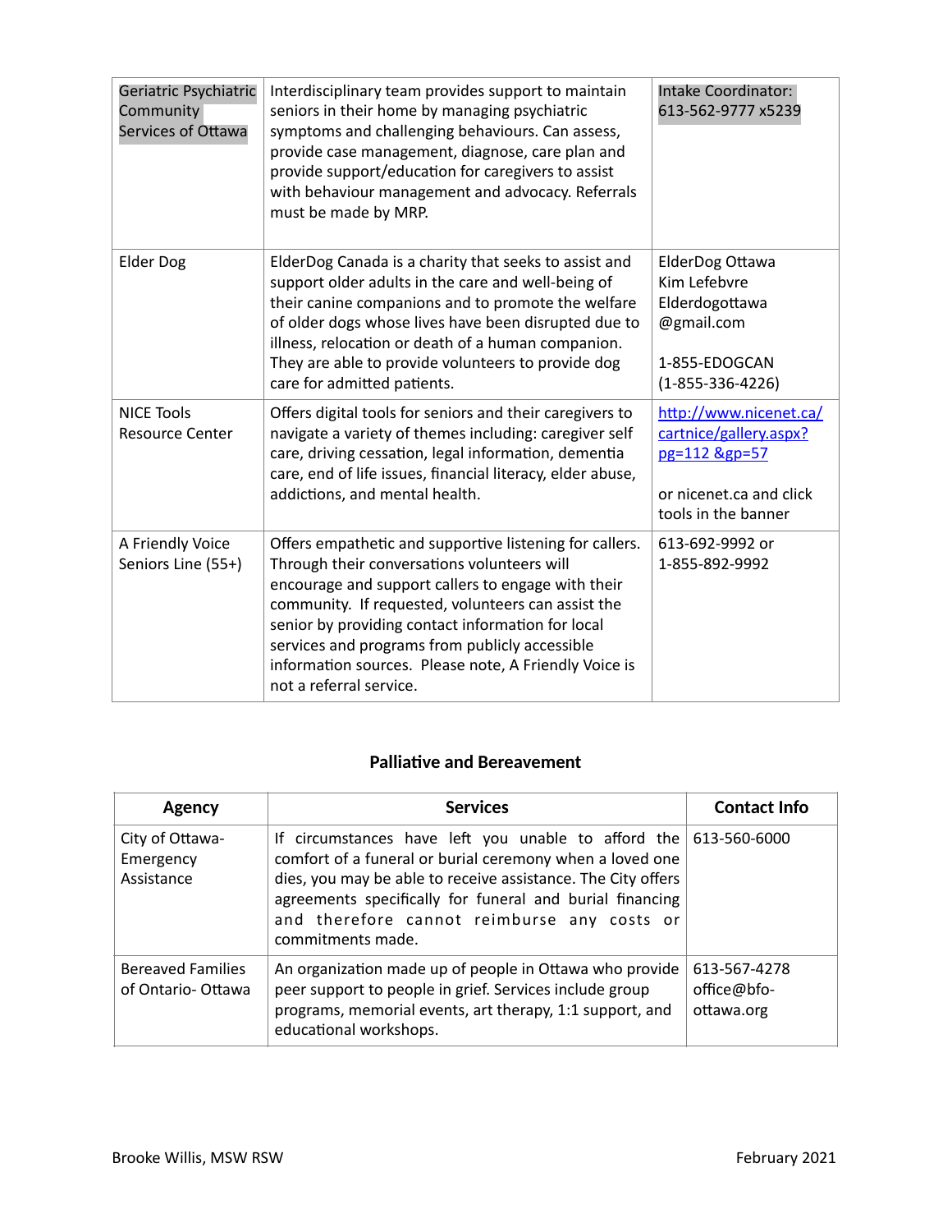| | | |
|---|---|---|
| Geriatric Psychiatric Community Services of Ottawa | Interdisciplinary team provides support to maintain seniors in their home by managing psychiatric symptoms and challenging behaviours. Can assess, provide case management, diagnose, care plan and provide support/education for caregivers to assist with behaviour management and advocacy. Referrals must be made by MRP. | Intake Coordinator: 613-562-9777 x5239 |
| Elder Dog | ElderDog Canada is a charity that seeks to assist and support older adults in the care and well-being of their canine companions and to promote the welfare of older dogs whose lives have been disrupted due to illness, relocation or death of a human companion. They are able to provide volunteers to provide dog care for admitted patients. | ElderDog Ottawa<br>Kim Lefebvre<br>Elderdogottawa@gmail.com<br><br>1-855-EDOGCAN (1-855-336-4226) |
| NICE Tools Resource Center | Offers digital tools for seniors and their caregivers to navigate a variety of themes including: caregiver self care, driving cessation, legal information, dementia care, end of life issues, financial literacy, elder abuse, addictions, and mental health. | http://www.nicenet.ca/cartnice/gallery.aspx?pg=112 &gp=57<br><br>or nicenet.ca and click tools in the banner |
| A Friendly Voice Seniors Line (55+) | Offers empathetic and supportive listening for callers. Through their conversations volunteers will encourage and support callers to engage with their community. If requested, volunteers can assist the senior by providing contact information for local services and programs from publicly accessible information sources. Please note, A Friendly Voice is not a referral service. | 613-692-9992 or 1-855-892-9992 |

## Palliative and Bereavement

| Agency | Services | Contact Info |
|---|---|---|
| City of Ottawa- Emergency Assistance | If circumstances have left you unable to afford the comfort of a funeral or burial ceremony when a loved one dies, you may be able to receive assistance. The City offers agreements specifically for funeral and burial financing and therefore cannot reimburse any costs or commitments made. | 613-560-6000 |
| Bereaved Families of Ontario- Ottawa | An organization made up of people in Ottawa who provide peer support to people in grief. Services include group programs, memorial events, art therapy, 1:1 support, and educational workshops. | 613-567-4278<br>office@bfo-ottawa.org |

Brooke Willis, MSW RSW

February 2021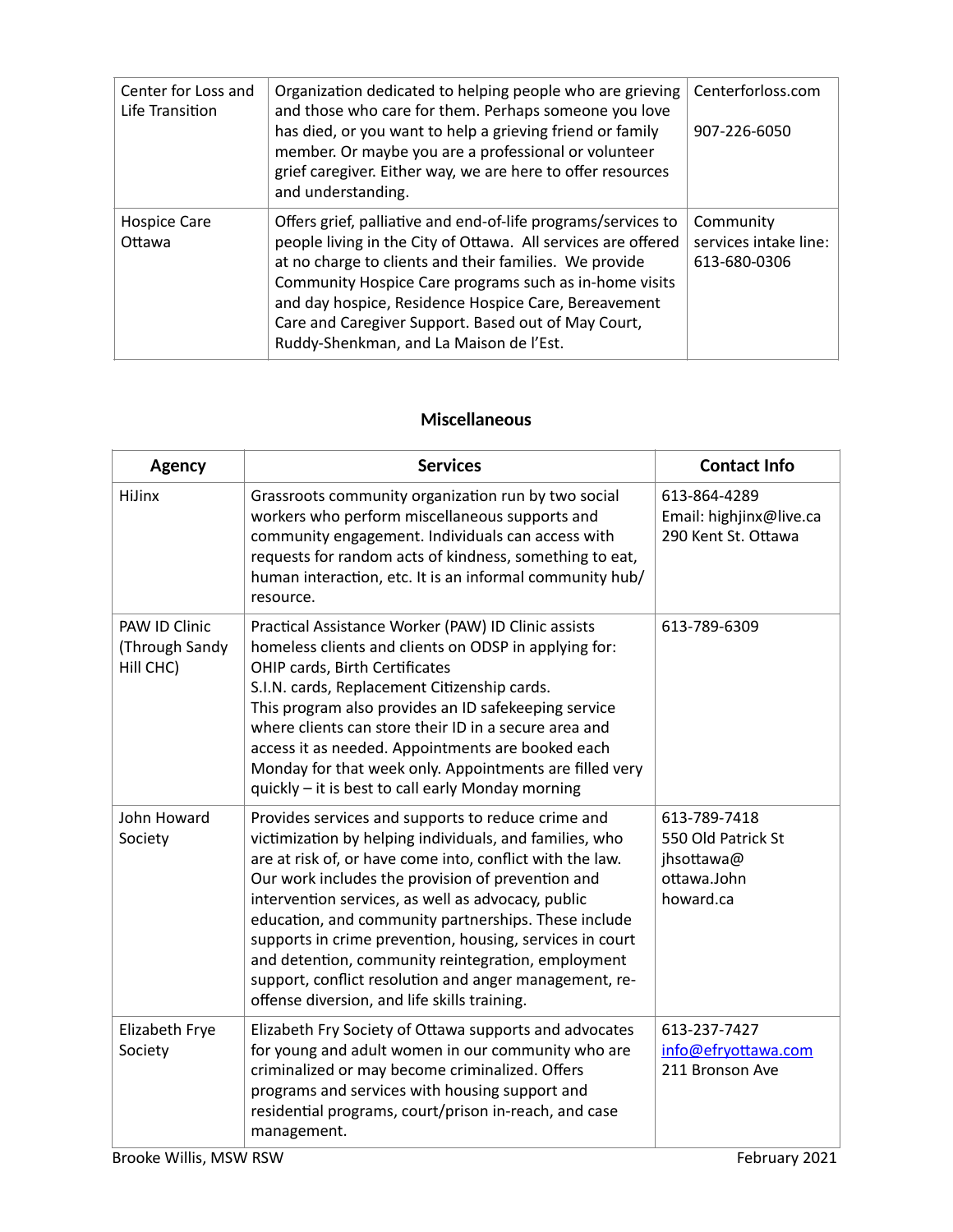| | | |
|---|---|---|
| Center for Loss and Life Transition | Organization dedicated to helping people who are grieving and those who care for them. Perhaps someone you love has died, or you want to help a grieving friend or family member. Or maybe you are a professional or volunteer grief caregiver. Either way, we are here to offer resources and understanding. | Centerforloss.com<br><br>907-226-6050 |
| Hospice Care Ottawa | Offers grief, palliative and end-of-life programs/services to people living in the City of Ottawa. All services are offered at no charge to clients and their families. We provide Community Hospice Care programs such as in-home visits and day hospice, Residence Hospice Care, Bereavement Care and Caregiver Support. Based out of May Court, Ruddy-Shenkman, and La Maison de l'Est. | Community services intake line: 613-680-0306 |

## Miscellaneous

| Agency | Services | Contact Info |
|---|---|---|
| HiJinx | Grassroots community organization run by two social workers who perform miscellaneous supports and community engagement. Individuals can access with requests for random acts of kindness, something to eat, human interaction, etc. It is an informal community hub/ resource. | 613-864-4289<br>Email: highjinx@live.ca<br>290 Kent St. Ottawa |
| PAW ID Clinic (Through Sandy Hill CHC) | Practical Assistance Worker (PAW) ID Clinic assists homeless clients and clients on ODSP in applying for: OHIP cards, Birth Certificates<br>S.I.N. cards, Replacement Citizenship cards.<br>This program also provides an ID safekeeping service where clients can store their ID in a secure area and access it as needed. Appointments are booked each Monday for that week only. Appointments are filled very quickly – it is best to call early Monday morning | 613-789-6309 |
| John Howard Society | Provides services and supports to reduce crime and victimization by helping individuals, and families, who are at risk of, or have come into, conflict with the law. Our work includes the provision of prevention and intervention services, as well as advocacy, public education, and community partnerships. These include supports in crime prevention, housing, services in court and detention, community reintegration, employment support, conflict resolution and anger management, re-offense diversion, and life skills training. | 613-789-7418<br>550 Old Patrick St<br>jhsottawa@ottawa.Johnhoward.ca |
| Elizabeth Frye Society | Elizabeth Fry Society of Ottawa supports and advocates for young and adult women in our community who are criminalized or may become criminalized. Offers programs and services with housing support and residential programs, court/prison in-reach, and case management. | 613-237-7427<br>info@efryottawa.com<br>211 Bronson Ave |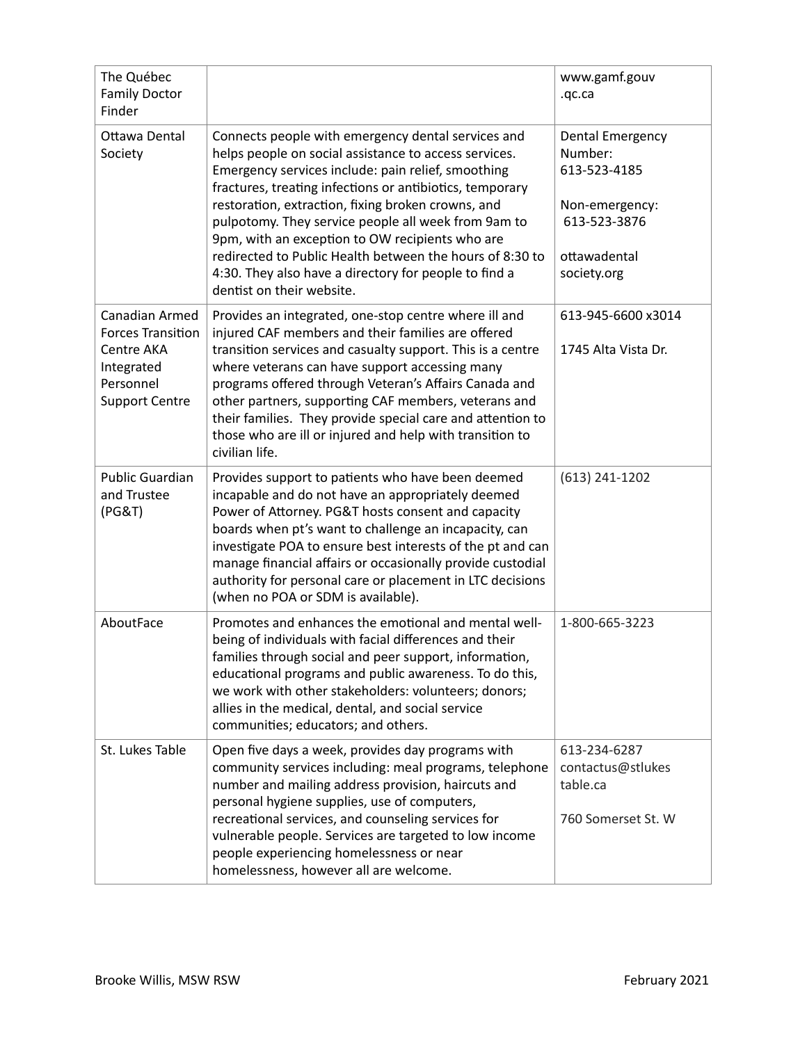| The Québec Family Doctor Finder | | www.gamf.gouv.qc.ca |
|---|---|---|
| Ottawa Dental Society | Connects people with emergency dental services and helps people on social assistance to access services. Emergency services include: pain relief, smoothing fractures, treating infections or antibiotics, temporary restoration, extraction, fixing broken crowns, and pulpotomy. They service people all week from 9am to 9pm, with an exception to OW recipients who are redirected to Public Health between the hours of 8:30 to 4:30. They also have a directory for people to find a dentist on their website. | Dental Emergency Number: 613-523-4185<br><br>Non-emergency: 613-523-3876<br><br>ottawadentalsociety.org |
| Canadian Armed Forces Transition Centre AKA Integrated Personnel Support Centre | Provides an integrated, one-stop centre where ill and injured CAF members and their families are offered transition services and casualty support. This is a centre where veterans can have support accessing many programs offered through Veteran's Affairs Canada and other partners, supporting CAF members, veterans and their families. They provide special care and attention to those who are ill or injured and help with transition to civilian life. | 613-945-6600 x3014<br><br>1745 Alta Vista Dr. |
| Public Guardian and Trustee (PG&T) | Provides support to patients who have been deemed incapable and do not have an appropriately deemed Power of Attorney. PG&T hosts consent and capacity boards when pt's want to challenge an incapacity, can investigate POA to ensure best interests of the pt and can manage financial affairs or occasionally provide custodial authority for personal care or placement in LTC decisions (when no POA or SDM is available). | (613) 241-1202 |
| AboutFace | Promotes and enhances the emotional and mental well-being of individuals with facial differences and their families through social and peer support, information, educational programs and public awareness. To do this, we work with other stakeholders: volunteers; donors; allies in the medical, dental, and social service communities; educators; and others. | 1-800-665-3223 |
| St. Lukes Table | Open five days a week, provides day programs with community services including: meal programs, telephone number and mailing address provision, haircuts and personal hygiene supplies, use of computers, recreational services, and counseling services for vulnerable people. Services are targeted to low income people experiencing homelessness or near homelessness, however all are welcome. | 613-234-6287<br>contactus@stlukestable.ca<br><br>760 Somerset St. W |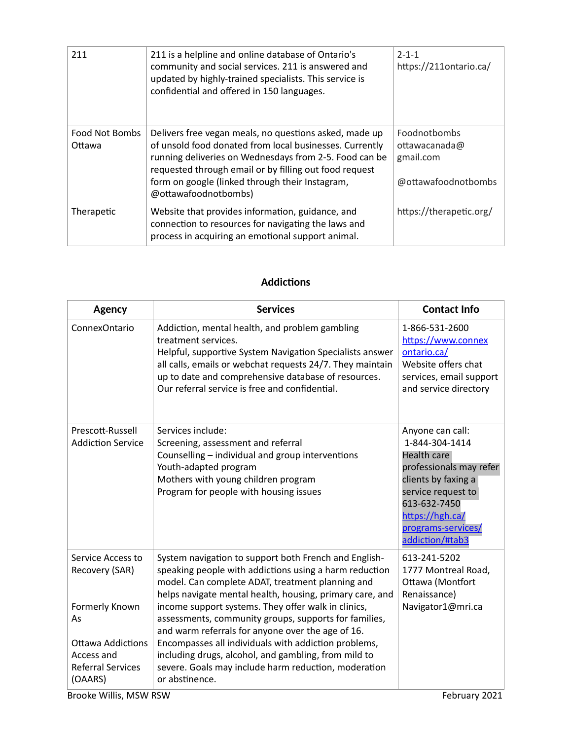| | | |
|---|---|---|
| 211 | 211 is a helpline and online database of Ontario's community and social services. 211 is answered and updated by highly-trained specialists. This service is confidential and offered in 150 languages. | 2-1-1<br>https://211ontario.ca/ |
| Food Not Bombs Ottawa | Delivers free vegan meals, no questions asked, made up of unsold food donated from local businesses. Currently running deliveries on Wednesdays from 2-5. Food can be requested through email or by filling out food request form on google (linked through their Instagram, @ottawafoodnotbombs) | Foodnotbombs ottawacanada@ gmail.com<br><br>@ottawafoodnotbombs |
| Therapetic | Website that provides information, guidance, and connection to resources for navigating the laws and process in acquiring an emotional support animal. | https://therapetic.org/ |

## Addictions

| Agency | Services | Contact Info |
|---|---|---|
| ConnexOntario | Addiction, mental health, and problem gambling treatment services.<br>Helpful, supportive System Navigation Specialists answer all calls, emails or webchat requests 24/7. They maintain up to date and comprehensive database of resources. Our referral service is free and confidential. | 1-866-531-2600<br>https://www.connexontario.ca/<br>Website offers chat services, email support and service directory |
| Prescott-Russell Addiction Service | Services include:<br>Screening, assessment and referral<br>Counselling – individual and group interventions<br>Youth-adapted program<br>Mothers with young children program<br>Program for people with housing issues | Anyone can call:<br>1-844-304-1414<br>Health care professionals may refer clients by faxing a service request to 613-632-7450<br>https://hgh.ca/programs-services/addiction/#tab3 |
| Service Access to Recovery (SAR)<br><br>Formerly Known As<br><br>Ottawa Addictions Access and Referral Services (OAARS) | System navigation to support both French and English-speaking people with addictions using a harm reduction model. Can complete ADAT, treatment planning and helps navigate mental health, housing, primary care, and income support systems. They offer walk in clinics, assessments, community groups, supports for families, and warm referrals for anyone over the age of 16. Encompasses all individuals with addiction problems, including drugs, alcohol, and gambling, from mild to severe. Goals may include harm reduction, moderation or abstinence. | 613-241-5202<br>1777 Montreal Road, Ottawa (Montfort Renaissance)<br>Navigator1@mri.ca |

Brooke Willis, MSW RSW February 2021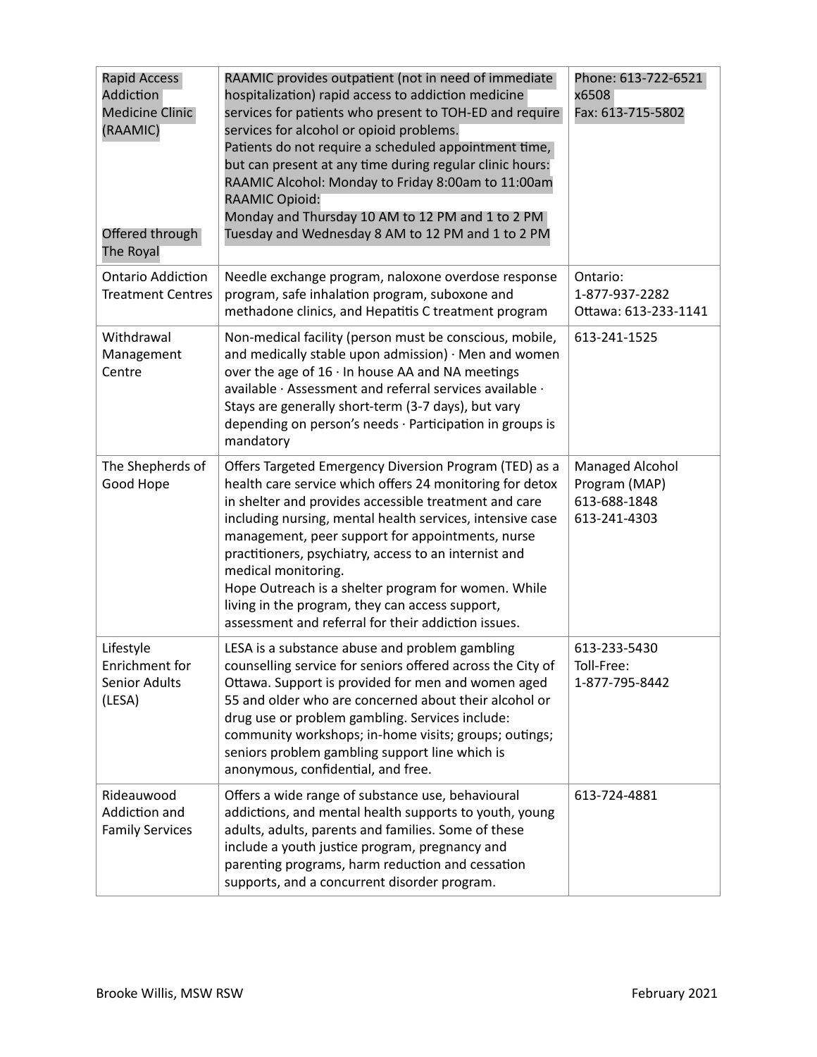| | | |
|---|---|---|
| Rapid Access Addiction Medicine Clinic (RAAMIC)<br><br>Offered through The Royal | RAAMIC provides outpatient (not in need of immediate hospitalization) rapid access to addiction medicine services for patients who present to TOH-ED and require services for alcohol or opioid problems.<br>Patients do not require a scheduled appointment time, but can present at any time during regular clinic hours:<br>RAAMIC Alcohol: Monday to Friday 8:00am to 11:00am<br>RAAMIC Opioid:<br>Monday and Thursday 10 AM to 12 PM and 1 to 2 PM<br>Tuesday and Wednesday 8 AM to 12 PM and 1 to 2 PM | Phone: 613-722-6521 x6508<br>Fax: 613-715-5802 |
| Ontario Addiction Treatment Centres | Needle exchange program, naloxone overdose response program, safe inhalation program, suboxone and methadone clinics, and Hepatitis C treatment program | Ontario:<br>1-877-937-2282<br>Ottawa: 613-233-1141 |
| Withdrawal Management Centre | Non-medical facility (person must be conscious, mobile, and medically stable upon admission) · Men and women over the age of 16 · In house AA and NA meetings available · Assessment and referral services available · Stays are generally short-term (3-7 days), but vary depending on person's needs · Participation in groups is mandatory | 613-241-1525 |
| The Shepherds of Good Hope | Offers Targeted Emergency Diversion Program (TED) as a health care service which offers 24 monitoring for detox in shelter and provides accessible treatment and care including nursing, mental health services, intensive case management, peer support for appointments, nurse practitioners, psychiatry, access to an internist and medical monitoring.<br>Hope Outreach is a shelter program for women. While living in the program, they can access support, assessment and referral for their addiction issues. | Managed Alcohol Program (MAP)<br>613-688-1848<br>613-241-4303 |
| Lifestyle Enrichment for Senior Adults (LESA) | LESA is a substance abuse and problem gambling counselling service for seniors offered across the City of Ottawa. Support is provided for men and women aged 55 and older who are concerned about their alcohol or drug use or problem gambling. Services include: community workshops; in-home visits; groups; outings; seniors problem gambling support line which is anonymous, confidential, and free. | 613-233-5430<br>Toll-Free:<br>1-877-795-8442 |
| Rideauwood Addiction and Family Services | Offers a wide range of substance use, behavioural addictions, and mental health supports to youth, young adults, adults, parents and families. Some of these include a youth justice program, pregnancy and parenting programs, harm reduction and cessation supports, and a concurrent disorder program. | 613-724-4881 |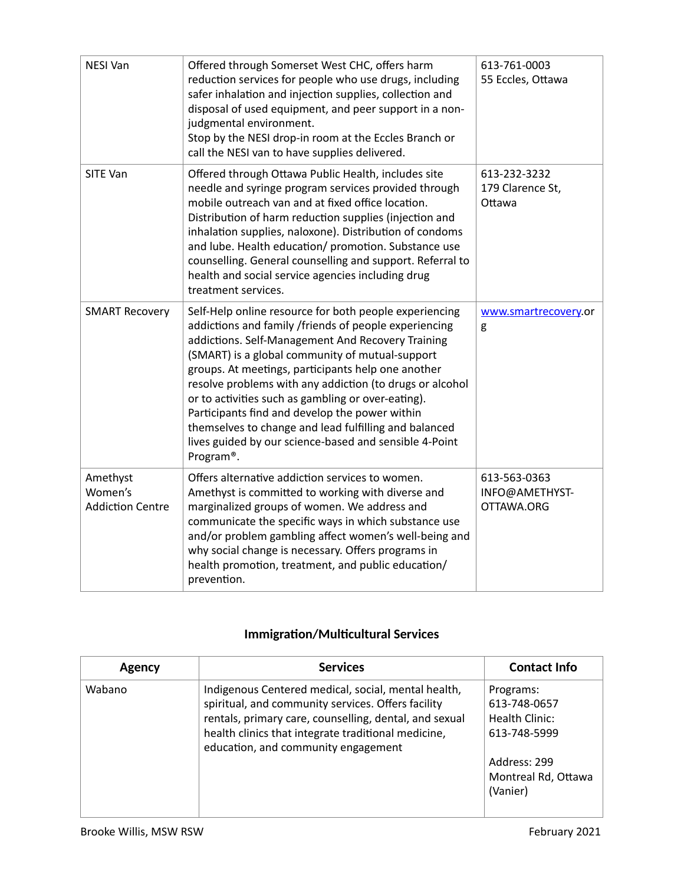| | | |
|---|---|---|
| NESI Van | Offered through Somerset West CHC, offers harm reduction services for people who use drugs, including safer inhalation and injection supplies, collection and disposal of used equipment, and peer support in a non-judgmental environment.<br>Stop by the NESI drop-in room at the Eccles Branch or call the NESI van to have supplies delivered. | 613-761-0003<br>55 Eccles, Ottawa |
| SITE Van | Offered through Ottawa Public Health, includes site needle and syringe program services provided through mobile outreach van and at fixed office location. Distribution of harm reduction supplies (injection and inhalation supplies, naloxone). Distribution of condoms and lube. Health education/ promotion. Substance use counselling. General counselling and support. Referral to health and social service agencies including drug treatment services. | 613-232-3232<br>179 Clarence St, Ottawa |
| SMART Recovery | Self-Help online resource for both people experiencing addictions and family /friends of people experiencing addictions. Self-Management And Recovery Training (SMART) is a global community of mutual-support groups. At meetings, participants help one another resolve problems with any addiction (to drugs or alcohol or to activities such as gambling or over-eating). Participants find and develop the power within themselves to change and lead fulfilling and balanced lives guided by our science-based and sensible 4-Point Program®. | www.smartrecovery.org |
| Amethyst Women's Addiction Centre | Offers alternative addiction services to women. Amethyst is committed to working with diverse and marginalized groups of women. We address and communicate the specific ways in which substance use and/or problem gambling affect women's well-being and why social change is necessary. Offers programs in health promotion, treatment, and public education/ prevention. | 613-563-0363<br>INFO@AMETHYST-OTTAWA.ORG |

## Immigration/Multicultural Services

| Agency | Services | Contact Info |
|---|---|---|
| Wabano | Indigenous Centered medical, social, mental health, spiritual, and community services. Offers facility rentals, primary care, counselling, dental, and sexual health clinics that integrate traditional medicine, education, and community engagement | Programs: 613-748-0657<br>Health Clinic: 613-748-5999<br><br>Address: 299 Montreal Rd, Ottawa (Vanier) |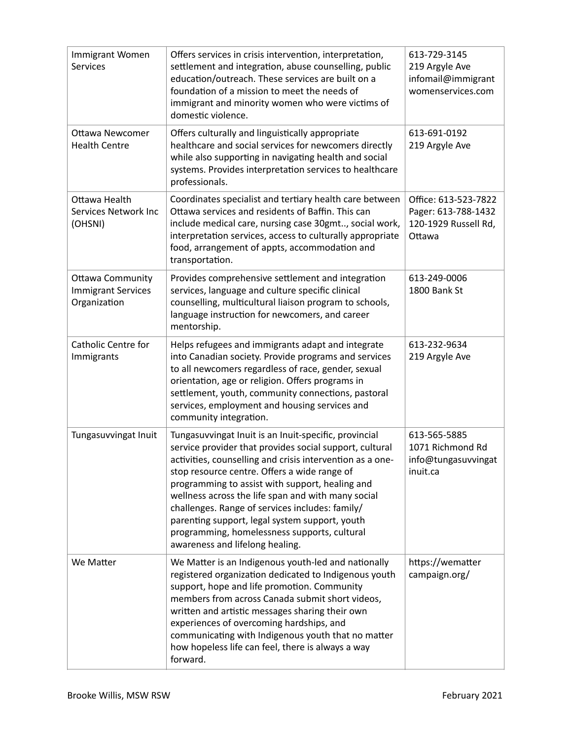| Immigrant Women Services | Offers services in crisis intervention, interpretation, settlement and integration, abuse counselling, public education/outreach. These services are built on a foundation of a mission to meet the needs of immigrant and minority women who were victims of domestic violence. | 613-729-3145<br>219 Argyle Ave<br>infomail@immigrantwomenservices.com |
|---|---|---|
| Ottawa Newcomer Health Centre | Offers culturally and linguistically appropriate healthcare and social services for newcomers directly while also supporting in navigating health and social systems. Provides interpretation services to healthcare professionals. | 613-691-0192<br>219 Argyle Ave |
| Ottawa Health Services Network Inc (OHSNI) | Coordinates specialist and tertiary health care between Ottawa services and residents of Baffin. This can include medical care, nursing case 30gmt.., social work, interpretation services, access to culturally appropriate food, arrangement of appts, accommodation and transportation. | Office: 613-523-7822<br>Pager: 613-788-1432<br>120-1929 Russell Rd, Ottawa |
| Ottawa Community Immigrant Services Organization | Provides comprehensive settlement and integration services, language and culture specific clinical counselling, multicultural liaison program to schools, language instruction for newcomers, and career mentorship. | 613-249-0006<br>1800 Bank St |
| Catholic Centre for Immigrants | Helps refugees and immigrants adapt and integrate into Canadian society. Provide programs and services to all newcomers regardless of race, gender, sexual orientation, age or religion. Offers programs in settlement, youth, community connections, pastoral services, employment and housing services and community integration. | 613-232-9634<br>219 Argyle Ave |
| Tungasuvvingat Inuit | Tungasuvvingat Inuit is an Inuit-specific, provincial service provider that provides social support, cultural activities, counselling and crisis intervention as a one-stop resource centre. Offers a wide range of programming to assist with support, healing and wellness across the life span and with many social challenges. Range of services includes: family/ parenting support, legal system support, youth programming, homelessness supports, cultural awareness and lifelong healing. | 613-565-5885<br>1071 Richmond Rd<br>info@tungasuvvingatinuit.ca |
| We Matter | We Matter is an Indigenous youth-led and nationally registered organization dedicated to Indigenous youth support, hope and life promotion. Community members from across Canada submit short videos, written and artistic messages sharing their own experiences of overcoming hardships, and communicating with Indigenous youth that no matter how hopeless life can feel, there is always a way forward. | https://wemattercampaign.org/ |

Brooke Willis, MSW RSW February 2021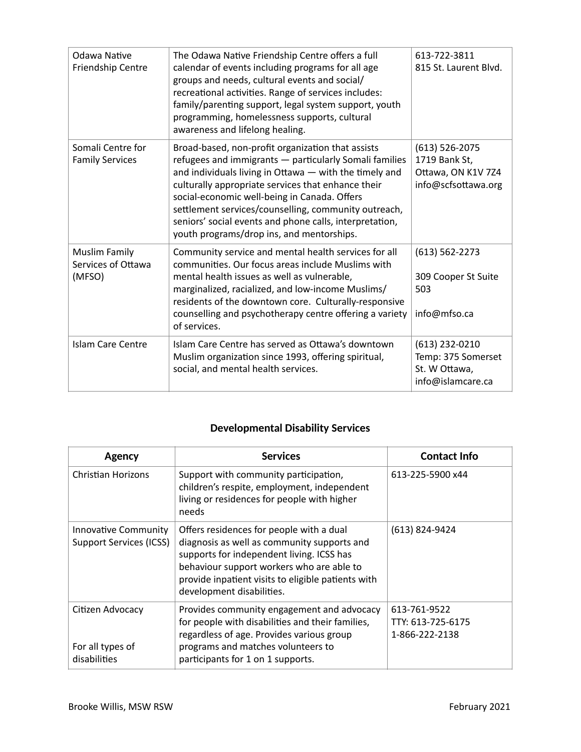| | | |
|---|---|---|
| Odawa Native Friendship Centre | The Odawa Native Friendship Centre offers a full calendar of events including programs for all age groups and needs, cultural events and social/ recreational activities. Range of services includes: family/parenting support, legal system support, youth programming, homelessness supports, cultural awareness and lifelong healing. | 613-722-3811<br>815 St. Laurent Blvd. |
| Somali Centre for Family Services | Broad-based, non-profit organization that assists refugees and immigrants — particularly Somali families and individuals living in Ottawa — with the timely and culturally appropriate services that enhance their social-economic well-being in Canada. Offers settlement services/counselling, community outreach, seniors' social events and phone calls, interpretation, youth programs/drop ins, and mentorships. | (613) 526-2075<br>1719 Bank St,<br>Ottawa, ON K1V 7Z4<br>info@scfsottawa.org |
| Muslim Family Services of Ottawa (MFSO) | Community service and mental health services for all communities. Our focus areas include Muslims with mental health issues as well as vulnerable, marginalized, racialized, and low-income Muslims/ residents of the downtown core. Culturally-responsive counselling and psychotherapy centre offering a variety of services. | (613) 562-2273<br><br>309 Cooper St Suite 503<br><br>info@mfso.ca |
| Islam Care Centre | Islam Care Centre has served as Ottawa's downtown Muslim organization since 1993, offering spiritual, social, and mental health services. | (613) 232-0210<br>Temp: 375 Somerset St. W Ottawa,<br>info@islamcare.ca |

## Developmental Disability Services

| Agency | Services | Contact Info |
|---|---|---|
| Christian Horizons | Support with community participation, children's respite, employment, independent living or residences for people with higher needs | 613-225-5900 x44 |
| Innovative Community Support Services (ICSS) | Offers residences for people with a dual diagnosis as well as community supports and supports for independent living. ICSS has behaviour support workers who are able to provide inpatient visits to eligible patients with development disabilities. | (613) 824-9424 |
| Citizen Advocacy<br><br>For all types of disabilities | Provides community engagement and advocacy for people with disabilities and their families, regardless of age. Provides various group programs and matches volunteers to participants for 1 on 1 supports. | 613-761-9522<br>TTY: 613-725-6175<br>1-866-222-2138 |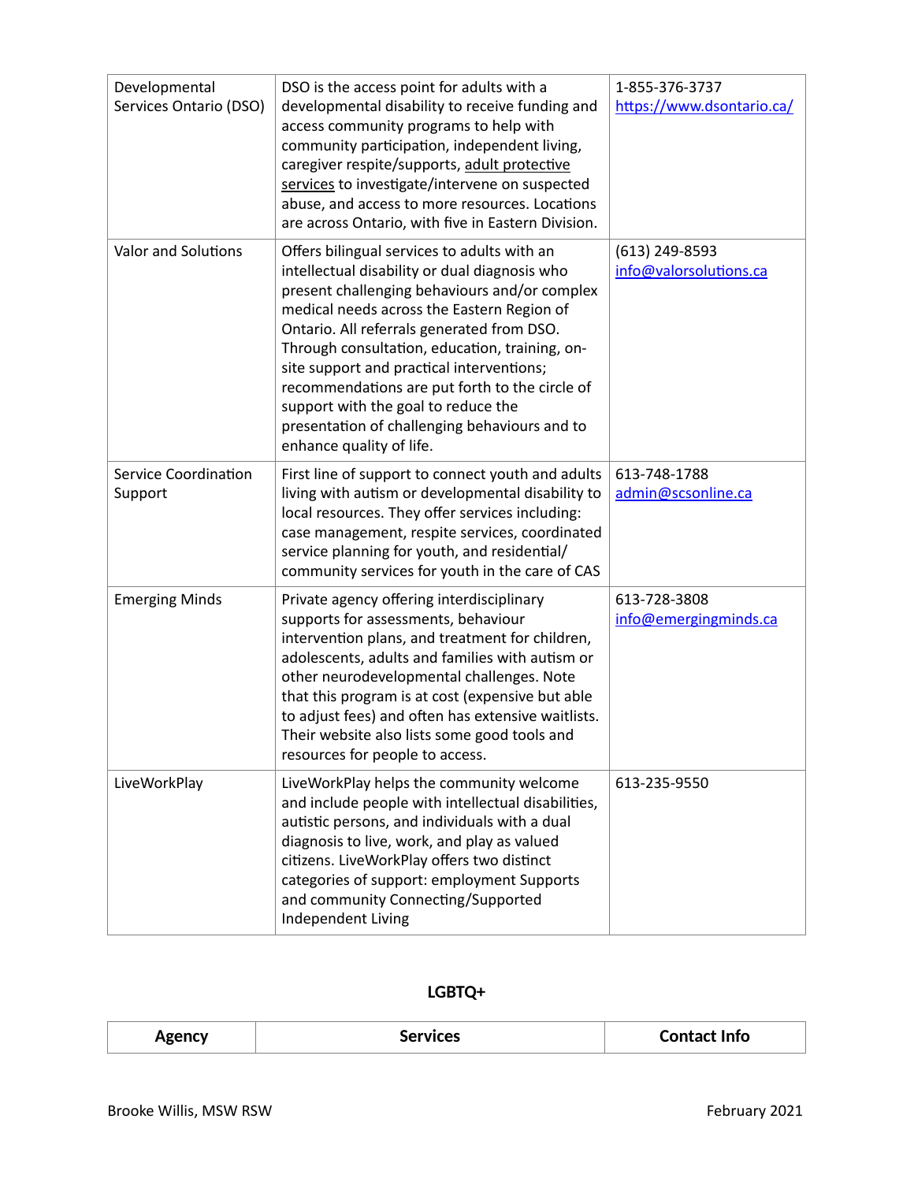| Developmental Services Ontario (DSO) | DSO is the access point for adults with a developmental disability to receive funding and access community programs to help with community participation, independent living, caregiver respite/supports, adult protective services to investigate/intervene on suspected abuse, and access to more resources. Locations are across Ontario, with five in Eastern Division. | 1-855-376-3737 https://www.dsontario.ca/ |
|---|---|---|
| Valor and Solutions | Offers bilingual services to adults with an intellectual disability or dual diagnosis who present challenging behaviours and/or complex medical needs across the Eastern Region of Ontario. All referrals generated from DSO. Through consultation, education, training, on-site support and practical interventions; recommendations are put forth to the circle of support with the goal to reduce the presentation of challenging behaviours and to enhance quality of life. | (613) 249-8593 info@valorsolutions.ca |
| Service Coordination Support | First line of support to connect youth and adults living with autism or developmental disability to local resources. They offer services including: case management, respite services, coordinated service planning for youth, and residential/ community services for youth in the care of CAS | 613-748-1788 admin@scsonline.ca |
| Emerging Minds | Private agency offering interdisciplinary supports for assessments, behaviour intervention plans, and treatment for children, adolescents, adults and families with autism or other neurodevelopmental challenges. Note that this program is at cost (expensive but able to adjust fees) and often has extensive waitlists. Their website also lists some good tools and resources for people to access. | 613-728-3808 info@emergingminds.ca |
| LiveWorkPlay | LiveWorkPlay helps the community welcome and include people with intellectual disabilities, autistic persons, and individuals with a dual diagnosis to live, work, and play as valued citizens. LiveWorkPlay offers two distinct categories of support: employment Supports and community Connecting/Supported Independent Living | 613-235-9550 |

## LGBTQ+

| Agency | Services | Contact Info |
|---|---|---|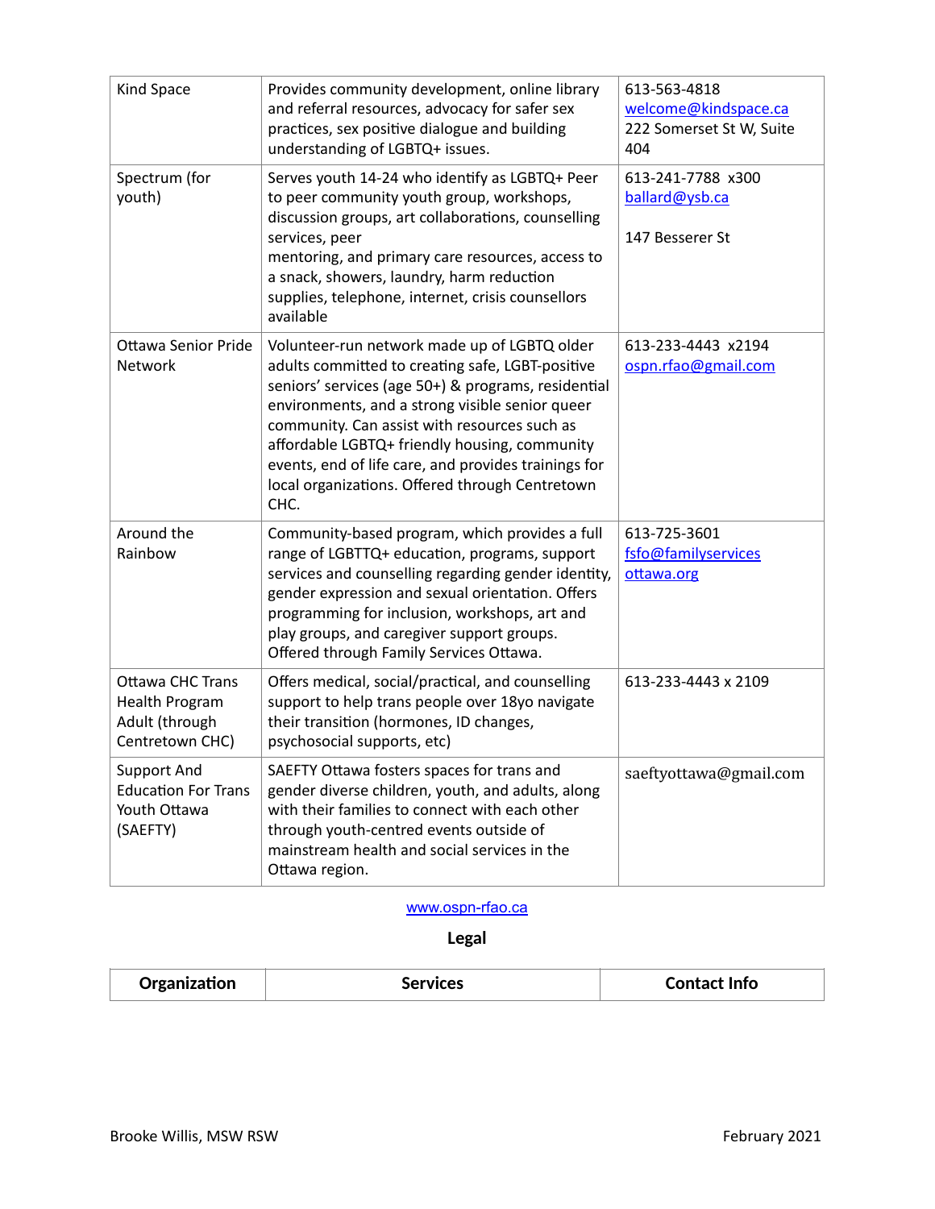| Kind Space | Provides community development, online library and referral resources, advocacy for safer sex practices, sex positive dialogue and building understanding of LGBTQ+ issues. | 613-563-4818<br>welcome@kindspace.ca<br>222 Somerset St W, Suite 404 |
|---|---|---|
| Spectrum (for youth) | Serves youth 14-24 who identify as LGBTQ+ Peer to peer community youth group, workshops, discussion groups, art collaborations, counselling services, peer mentoring, and primary care resources, access to a snack, showers, laundry, harm reduction supplies, telephone, internet, crisis counsellors available | 613-241-7788 x300<br>ballard@ysb.ca<br><br>147 Besserer St |
| Ottawa Senior Pride Network | Volunteer-run network made up of LGBTQ older adults committed to creating safe, LGBT-positive seniors' services (age 50+) & programs, residential environments, and a strong visible senior queer community. Can assist with resources such as affordable LGBTQ+ friendly housing, community events, end of life care, and provides trainings for local organizations. Offered through Centretown CHC. | 613-233-4443 x2194<br>ospn.rfao@gmail.com |
| Around the Rainbow | Community-based program, which provides a full range of LGBTTQ+ education, programs, support services and counselling regarding gender identity, gender expression and sexual orientation. Offers programming for inclusion, workshops, art and play groups, and caregiver support groups. Offered through Family Services Ottawa. | 613-725-3601<br>fsfo@familyservicesottawa.org |
| Ottawa CHC Trans Health Program Adult (through Centretown CHC) | Offers medical, social/practical, and counselling support to help trans people over 18yo navigate their transition (hormones, ID changes, psychosocial supports, etc) | 613-233-4443 x 2109 |
| Support And Education For Trans Youth Ottawa (SAEFTY) | SAEFTY Ottawa fosters spaces for trans and gender diverse children, youth, and adults, along with their families to connect with each other through youth-centred events outside of mainstream health and social services in the Ottawa region. | saeftyottawa@gmail.com |

www.ospn-rfao.ca

## Legal

| Organization | Services | Contact Info |
|---|---|---|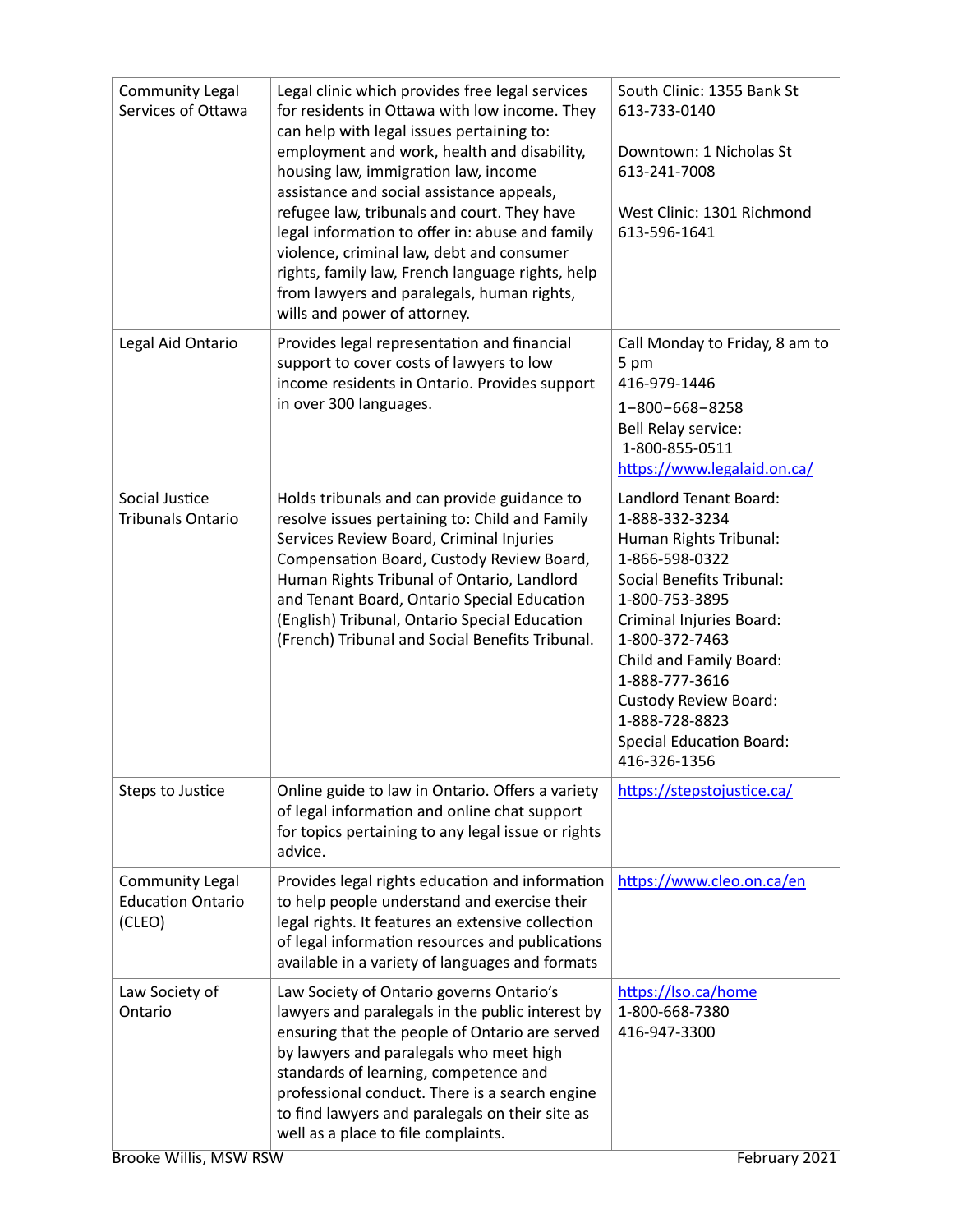| | | |
|---|---|---|
| Community Legal Services of Ottawa | Legal clinic which provides free legal services for residents in Ottawa with low income. They can help with legal issues pertaining to: employment and work, health and disability, housing law, immigration law, income assistance and social assistance appeals, refugee law, tribunals and court. They have legal information to offer in: abuse and family violence, criminal law, debt and consumer rights, family law, French language rights, help from lawyers and paralegals, human rights, wills and power of attorney. | South Clinic: 1355 Bank St<br>613-733-0140<br><br>Downtown: 1 Nicholas St<br>613-241-7008<br><br>West Clinic: 1301 Richmond<br>613-596-1641 |
| Legal Aid Ontario | Provides legal representation and financial support to cover costs of lawyers to low income residents in Ontario. Provides support in over 300 languages. | Call Monday to Friday, 8 am to 5 pm<br>416-979-1446<br>1−800−668−8258<br>Bell Relay service:<br>1-800-855-0511<br>https://www.legalaid.on.ca/ |
| Social Justice Tribunals Ontario | Holds tribunals and can provide guidance to resolve issues pertaining to: Child and Family Services Review Board, Criminal Injuries Compensation Board, Custody Review Board, Human Rights Tribunal of Ontario, Landlord and Tenant Board, Ontario Special Education (English) Tribunal, Ontario Special Education (French) Tribunal and Social Benefits Tribunal. | Landlord Tenant Board:<br>1-888-332-3234<br>Human Rights Tribunal:<br>1-866-598-0322<br>Social Benefits Tribunal:<br>1-800-753-3895<br>Criminal Injuries Board:<br>1-800-372-7463<br>Child and Family Board:<br>1-888-777-3616<br>Custody Review Board:<br>1-888-728-8823<br>Special Education Board:<br>416-326-1356 |
| Steps to Justice | Online guide to law in Ontario. Offers a variety of legal information and online chat support for topics pertaining to any legal issue or rights advice. | https://stepstojustice.ca/ |
| Community Legal Education Ontario (CLEO) | Provides legal rights education and information to help people understand and exercise their legal rights. It features an extensive collection of legal information resources and publications available in a variety of languages and formats | https://www.cleo.on.ca/en |
| Law Society of Ontario | Law Society of Ontario governs Ontario's lawyers and paralegals in the public interest by ensuring that the people of Ontario are served by lawyers and paralegals who meet high standards of learning, competence and professional conduct. There is a search engine to find lawyers and paralegals on their site as well as a place to file complaints. | https://lso.ca/home<br>1-800-668-7380<br>416-947-3300 |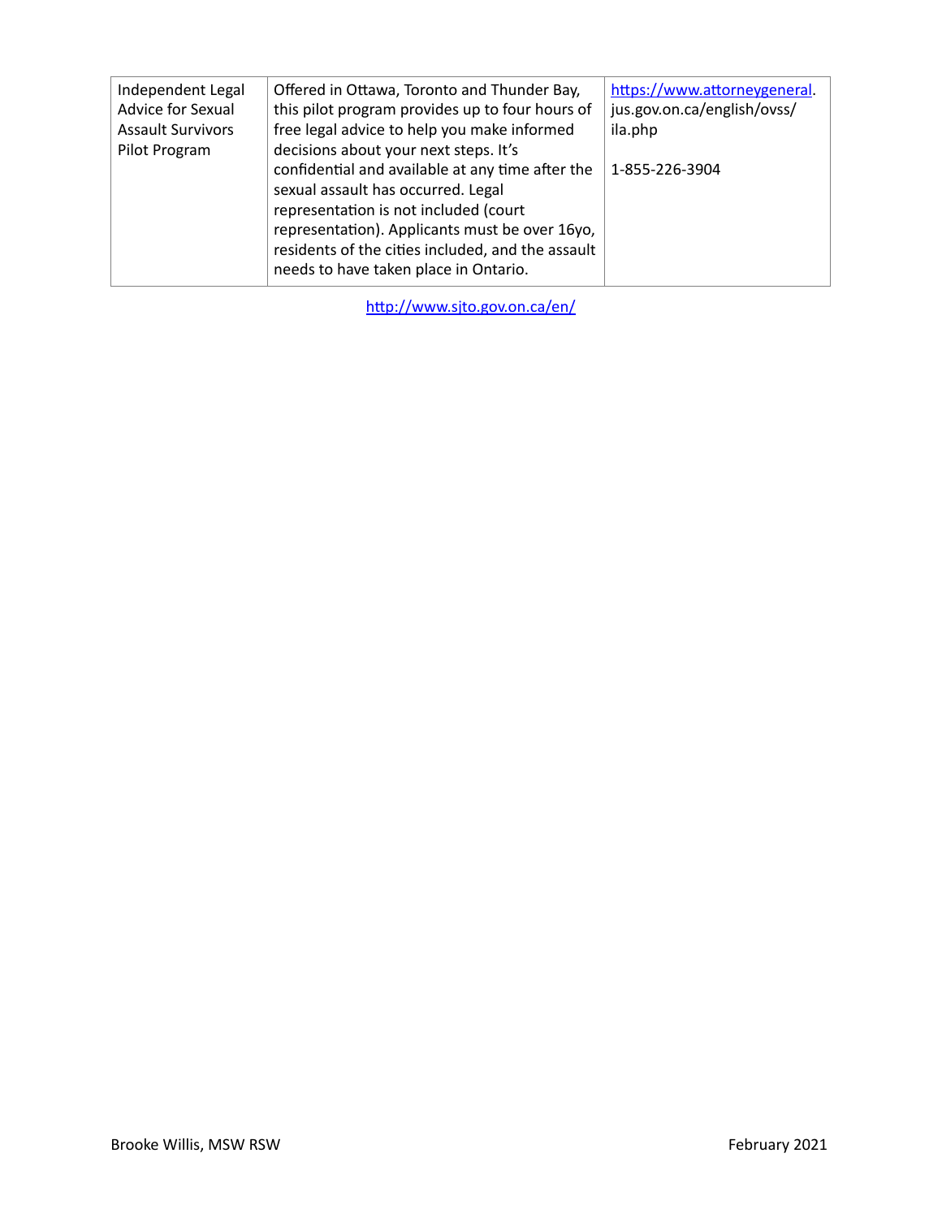| | | |
|---|---|---|
| Independent Legal Advice for Sexual Assault Survivors Pilot Program | Offered in Ottawa, Toronto and Thunder Bay, this pilot program provides up to four hours of free legal advice to help you make informed decisions about your next steps. It's confidential and available at any time after the sexual assault has occurred. Legal representation is not included (court representation). Applicants must be over 16yo, residents of the cities included, and the assault needs to have taken place in Ontario. | https://www.attorneygeneral.jus.gov.on.ca/english/ovss/ila.php<br><br>1-855-226-3904 |

http://www.sjto.gov.on.ca/en/

Brooke Willis, MSW RSW

February 2021